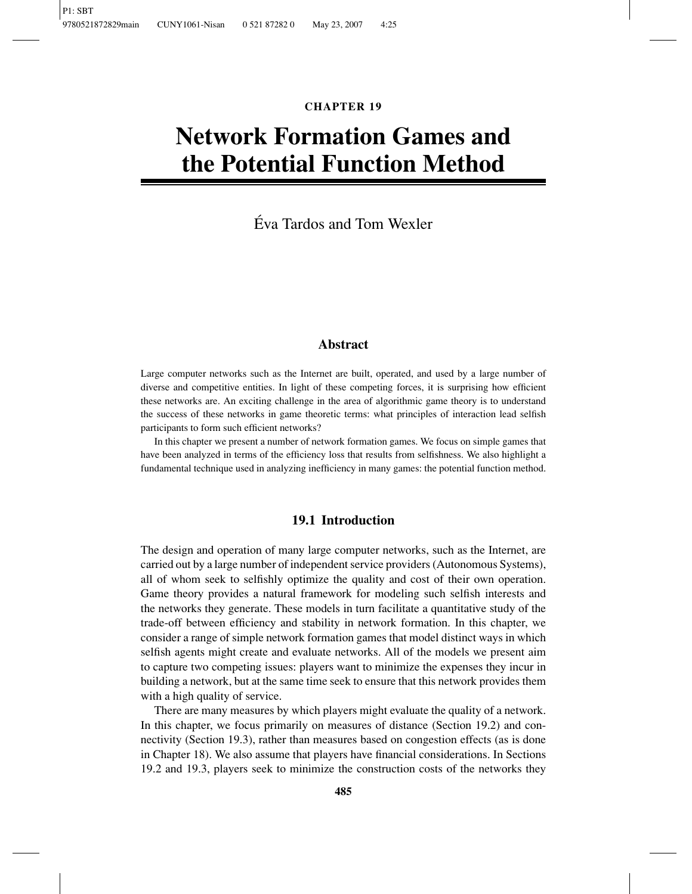CHAPTER 19

# Network Formation Games and the Potential Function Method

Éva Tardos and Tom Wexler

## Abstract

Large computer networks such as the Internet are built, operated, and used by a large number of diverse and competitive entities. In light of these competing forces, it is surprising how efficient these networks are. An exciting challenge in the area of algorithmic game theory is to understand the success of these networks in game theoretic terms: what principles of interaction lead selfish participants to form such efficient networks?

In this chapter we present a number of network formation games. We focus on simple games that have been analyzed in terms of the efficiency loss that results from selfishness. We also highlight a fundamental technique used in analyzing inefficiency in many games: the potential function method.

## 19.1 Introduction

The design and operation of many large computer networks, such as the Internet, are carried out by a large number of independent service providers (Autonomous Systems), all of whom seek to selfishly optimize the quality and cost of their own operation. Game theory provides a natural framework for modeling such selfish interests and the networks they generate. These models in turn facilitate a quantitative study of the trade-off between efficiency and stability in network formation. In this chapter, we consider a range of simple network formation games that model distinct ways in which selfish agents might create and evaluate networks. All of the models we present aim to capture two competing issues: players want to minimize the expenses they incur in building a network, but at the same time seek to ensure that this network provides them with a high quality of service.

There are many measures by which players might evaluate the quality of a network. In this chapter, we focus primarily on measures of distance (Section 19.2) and connectivity (Section 19.3), rather than measures based on congestion effects (as is done in Chapter 18). We also assume that players have financial considerations. In Sections 19.2 and 19.3, players seek to minimize the construction costs of the networks they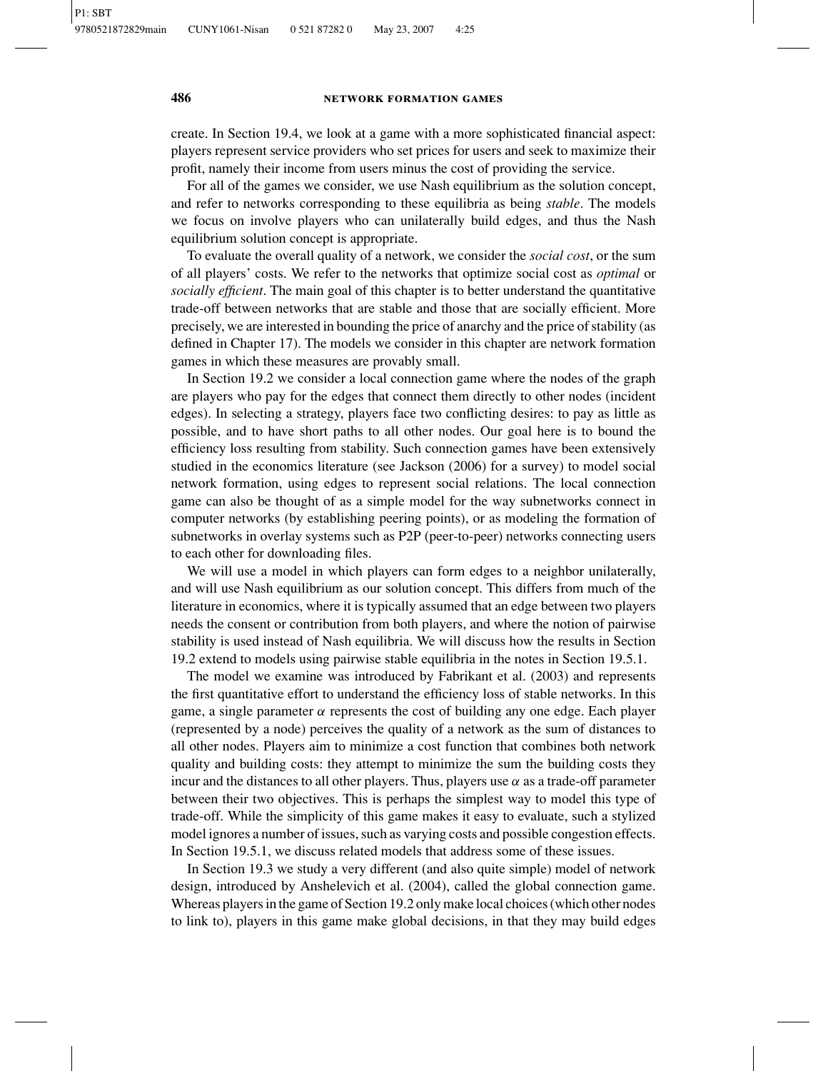create. In Section 19.4, we look at a game with a more sophisticated financial aspect: players represent service providers who set prices for users and seek to maximize their profit, namely their income from users minus the cost of providing the service.

For all of the games we consider, we use Nash equilibrium as the solution concept, and refer to networks corresponding to these equilibria as being *stable*. The models we focus on involve players who can unilaterally build edges, and thus the Nash equilibrium solution concept is appropriate.

To evaluate the overall quality of a network, we consider the *social cost*, or the sum of all players' costs. We refer to the networks that optimize social cost as *optimal* or *socially efficient*. The main goal of this chapter is to better understand the quantitative trade-off between networks that are stable and those that are socially efficient. More precisely, we are interested in bounding the price of anarchy and the price of stability (as defined in Chapter 17). The models we consider in this chapter are network formation games in which these measures are provably small.

In Section 19.2 we consider a local connection game where the nodes of the graph are players who pay for the edges that connect them directly to other nodes (incident edges). In selecting a strategy, players face two conflicting desires: to pay as little as possible, and to have short paths to all other nodes. Our goal here is to bound the efficiency loss resulting from stability. Such connection games have been extensively studied in the economics literature (see Jackson (2006) for a survey) to model social network formation, using edges to represent social relations. The local connection game can also be thought of as a simple model for the way subnetworks connect in computer networks (by establishing peering points), or as modeling the formation of subnetworks in overlay systems such as P2P (peer-to-peer) networks connecting users to each other for downloading files.

We will use a model in which players can form edges to a neighbor unilaterally, and will use Nash equilibrium as our solution concept. This differs from much of the literature in economics, where it is typically assumed that an edge between two players needs the consent or contribution from both players, and where the notion of pairwise stability is used instead of Nash equilibria. We will discuss how the results in Section 19.2 extend to models using pairwise stable equilibria in the notes in Section 19.5.1.

The model we examine was introduced by Fabrikant et al. (2003) and represents the first quantitative effort to understand the efficiency loss of stable networks. In this game, a single parameter $\alpha$ represents the cost of building any one edge. Each player (represented by a node) perceives the quality of a network as the sum of distances to all other nodes. Players aim to minimize a cost function that combines both network quality and building costs: they attempt to minimize the sum the building costs they incur and the distances to all other players. Thus, players use $\alpha$ as a trade-off parameter between their two objectives. This is perhaps the simplest way to model this type of trade-off. While the simplicity of this game makes it easy to evaluate, such a stylized model ignores a number of issues, such as varying costs and possible congestion effects. In Section 19.5.1, we discuss related models that address some of these issues.

In Section 19.3 we study a very different (and also quite simple) model of network design, introduced by Anshelevich et al. (2004), called the global connection game. Whereas players in the game of Section 19.2 only make local choices (which other nodes to link to), players in this game make global decisions, in that they may build edges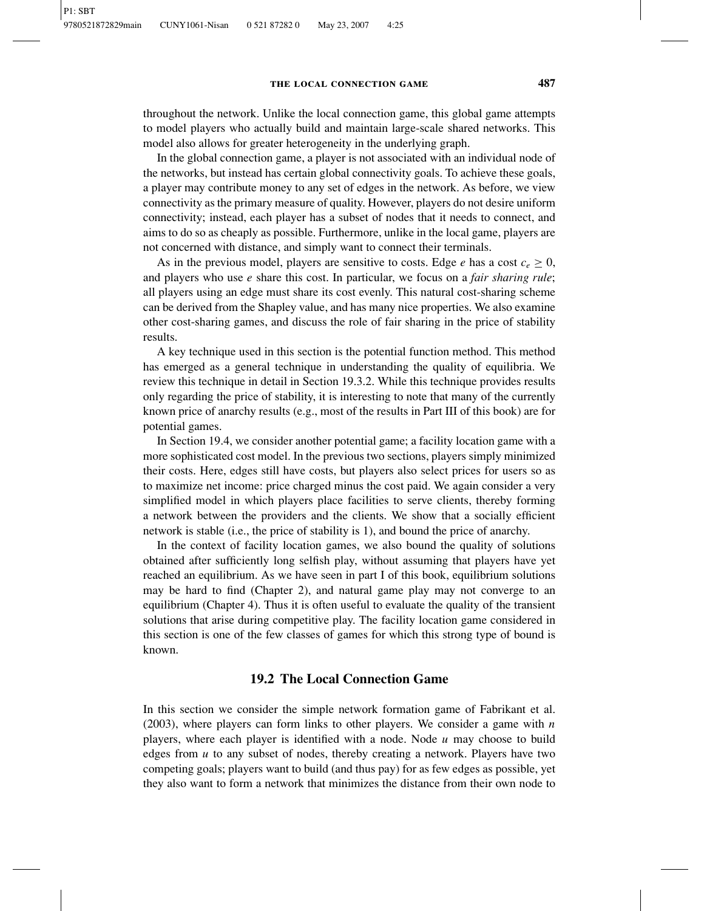throughout the network. Unlike the local connection game, this global game attempts to model players who actually build and maintain large-scale shared networks. This model also allows for greater heterogeneity in the underlying graph.

In the global connection game, a player is not associated with an individual node of the networks, but instead has certain global connectivity goals. To achieve these goals, a player may contribute money to any set of edges in the network. As before, we view connectivity as the primary measure of quality. However, players do not desire uniform connectivity; instead, each player has a subset of nodes that it needs to connect, and aims to do so as cheaply as possible. Furthermore, unlike in the local game, players are not concerned with distance, and simply want to connect their terminals.

As in the previous model, players are sensitive to costs. Edge $e$ has a cost $c_e \geq 0$, and players who use $e$ share this cost. In particular, we focus on a *fair sharing rule*; all players using an edge must share its cost evenly. This natural cost-sharing scheme can be derived from the Shapley value, and has many nice properties. We also examine other cost-sharing games, and discuss the role of fair sharing in the price of stability results.

A key technique used in this section is the potential function method. This method has emerged as a general technique in understanding the quality of equilibria. We review this technique in detail in Section 19.3.2. While this technique provides results only regarding the price of stability, it is interesting to note that many of the currently known price of anarchy results (e.g., most of the results in Part III of this book) are for potential games.

In Section 19.4, we consider another potential game; a facility location game with a more sophisticated cost model. In the previous two sections, players simply minimized their costs. Here, edges still have costs, but players also select prices for users so as to maximize net income: price charged minus the cost paid. We again consider a very simplified model in which players place facilities to serve clients, thereby forming a network between the providers and the clients. We show that a socially efficient network is stable (i.e., the price of stability is 1), and bound the price of anarchy.

In the context of facility location games, we also bound the quality of solutions obtained after sufficiently long selfish play, without assuming that players have yet reached an equilibrium. As we have seen in part I of this book, equilibrium solutions may be hard to find (Chapter 2), and natural game play may not converge to an equilibrium (Chapter 4). Thus it is often useful to evaluate the quality of the transient solutions that arise during competitive play. The facility location game considered in this section is one of the few classes of games for which this strong type of bound is known.

## 19.2 The Local Connection Game

In this section we consider the simple network formation game of Fabrikant et al. (2003), where players can form links to other players. We consider a game with $n$ players, where each player is identified with a node. Node $u$ may choose to build edges from $u$ to any subset of nodes, thereby creating a network. Players have two competing goals; players want to build (and thus pay) for as few edges as possible, yet they also want to form a network that minimizes the distance from their own node to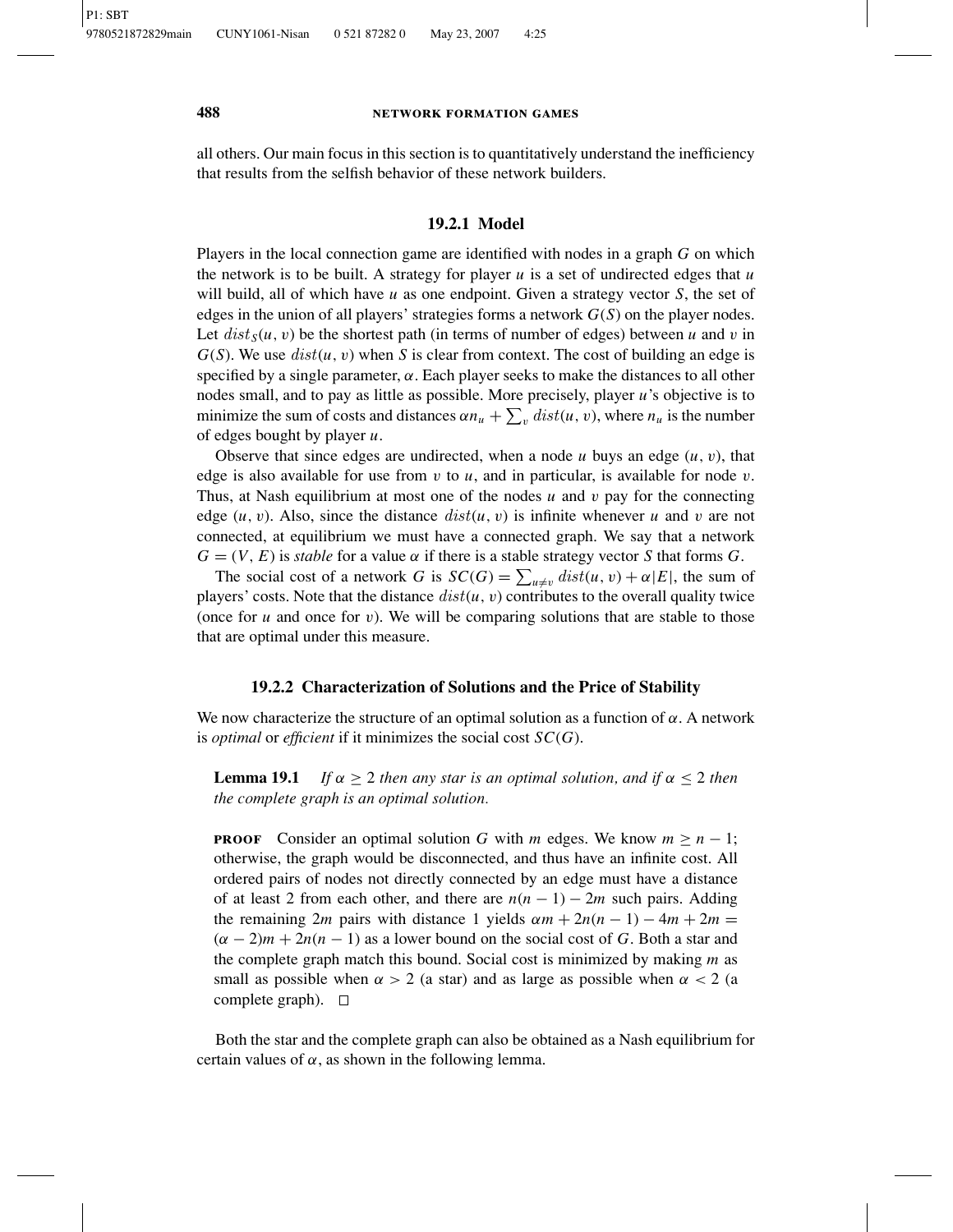all others. Our main focus in this section is to quantitatively understand the inefficiency that results from the selfish behavior of these network builders.

### 19.2.1 Model

Players in the local connection game are identified with nodes in a graph $G$ on which the network is to be built. A strategy for player $u$ is a set of undirected edges that $u$ will build, all of which have $u$ as one endpoint. Given a strategy vector $S$, the set of edges in the union of all players' strategies forms a network $G(S)$ on the player nodes. Let $dist_S(u, v)$ be the shortest path (in terms of number of edges) between $u$ and $v$ in $G(S)$. We use $dist(u, v)$ when $S$ is clear from context. The cost of building an edge is specified by a single parameter, $\alpha$. Each player seeks to make the distances to all other nodes small, and to pay as little as possible. More precisely, player $u$'s objective is to minimize the sum of costs and distances $\alpha n_u + \sum_v dist(u, v)$, where $n_u$ is the number of edges bought by player $u$.

Observe that since edges are undirected, when a node $u$ buys an edge $(u, v)$, that edge is also available for use from $v$ to $u$, and in particular, is available for node $v$. Thus, at Nash equilibrium at most one of the nodes $u$ and $v$ pay for the connecting edge $(u, v)$. Also, since the distance $dist(u, v)$ is infinite whenever $u$ and $v$ are not connected, at equilibrium we must have a connected graph. We say that a network $G = (V, E)$ is *stable* for a value $\alpha$ if there is a stable strategy vector $S$ that forms $G$.

The social cost of a network $G$ is $SC(G) = \sum_{u \neq v} dist(u, v) + \alpha|E|$, the sum of players' costs. Note that the distance $dist(u, v)$ contributes to the overall quality twice (once for $u$ and once for $v$). We will be comparing solutions that are stable to those that are optimal under this measure.

### 19.2.2 Characterization of Solutions and the Price of Stability

We now characterize the structure of an optimal solution as a function of $\alpha$. A network is *optimal* or *efficient* if it minimizes the social cost $SC(G)$.

**Lemma 19.1** *If $\alpha \geq 2$ then any star is an optimal solution, and if $\alpha \leq 2$ then the complete graph is an optimal solution.*

**PROOF** Consider an optimal solution $G$ with $m$ edges. We know $m \geq n - 1$; otherwise, the graph would be disconnected, and thus have an infinite cost. All ordered pairs of nodes not directly connected by an edge must have a distance of at least 2 from each other, and there are $n(n - 1) - 2m$ such pairs. Adding the remaining $2m$ pairs with distance 1 yields $\alpha m + 2n(n - 1) - 4m + 2m = (\alpha - 2)m + 2n(n - 1)$ as a lower bound on the social cost of $G$. Both a star and the complete graph match this bound. Social cost is minimized by making $m$ as small as possible when $\alpha > 2$ (a star) and as large as possible when $\alpha < 2$ (a complete graph). □

Both the star and the complete graph can also be obtained as a Nash equilibrium for certain values of $\alpha$, as shown in the following lemma.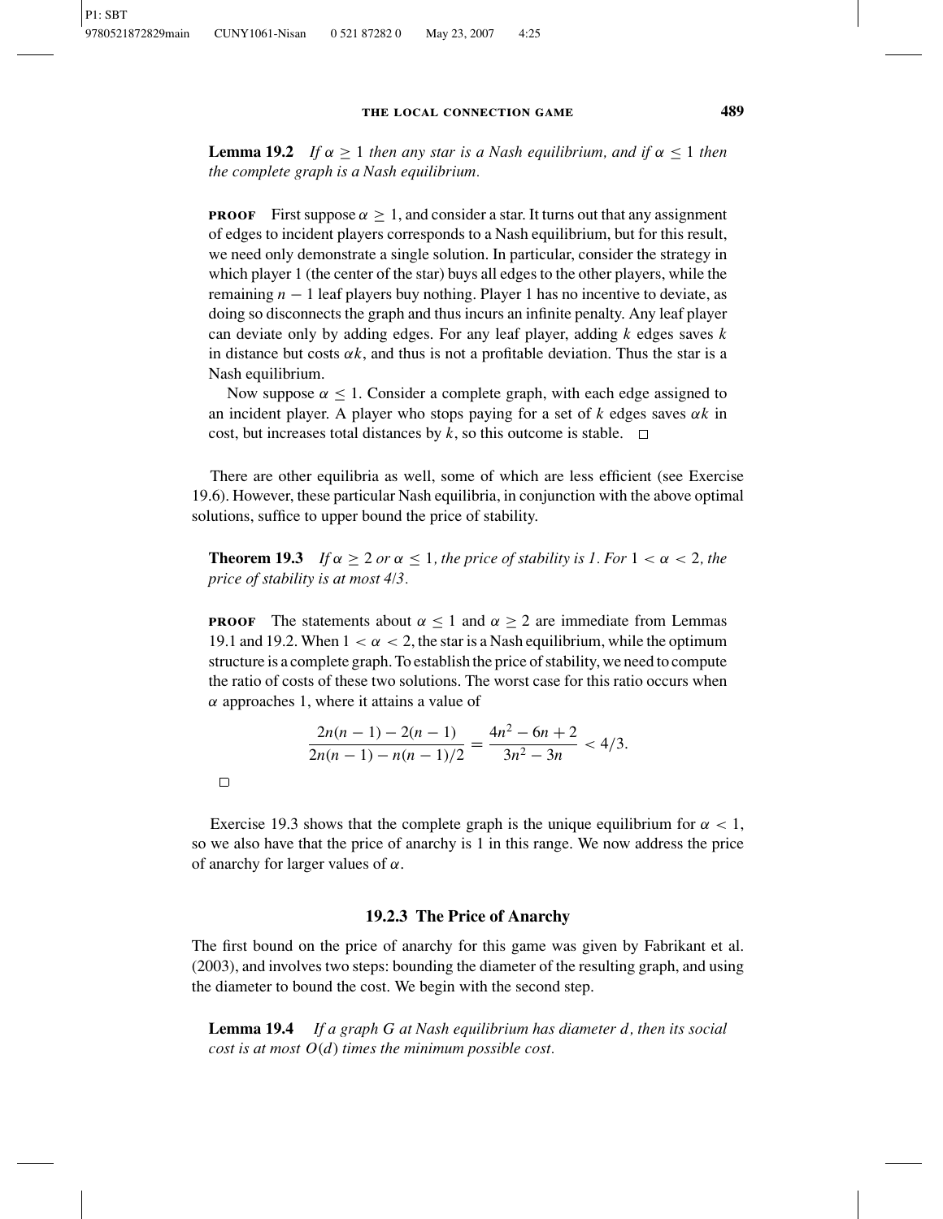**Lemma 19.2** *If $\alpha \geq 1$ then any star is a Nash equilibrium, and if $\alpha \leq 1$ then the complete graph is a Nash equilibrium.*

**PROOF** First suppose $\alpha \geq 1$, and consider a star. It turns out that any assignment of edges to incident players corresponds to a Nash equilibrium, but for this result, we need only demonstrate a single solution. In particular, consider the strategy in which player 1 (the center of the star) buys all edges to the other players, while the remaining $n - 1$ leaf players buy nothing. Player 1 has no incentive to deviate, as doing so disconnects the graph and thus incurs an infinite penalty. Any leaf player can deviate only by adding edges. For any leaf player, adding $k$ edges saves $k$ in distance but costs $\alpha k$, and thus is not a profitable deviation. Thus the star is a Nash equilibrium.

Now suppose $\alpha \leq 1$. Consider a complete graph, with each edge assigned to an incident player. A player who stops paying for a set of $k$ edges saves $\alpha k$ in cost, but increases total distances by $k$, so this outcome is stable. □

There are other equilibria as well, some of which are less efficient (see Exercise 19.6). However, these particular Nash equilibria, in conjunction with the above optimal solutions, suffice to upper bound the price of stability.

**Theorem 19.3** *If $\alpha \geq 2$ or $\alpha \leq 1$, the price of stability is 1. For $1 < \alpha < 2$, the price of stability is at most 4/3.*

**PROOF** The statements about $\alpha \leq 1$ and $\alpha \geq 2$ are immediate from Lemmas 19.1 and 19.2. When $1 < \alpha < 2$, the star is a Nash equilibrium, while the optimum structure is a complete graph. To establish the price of stability, we need to compute the ratio of costs of these two solutions. The worst case for this ratio occurs when $\alpha$ approaches 1, where it attains a value of

$$\frac{2n(n-1) - 2(n-1)}{2n(n-1) - n(n-1)/2} = \frac{4n^2 - 6n + 2}{3n^2 - 3n} < 4/3.$$

□

Exercise 19.3 shows that the complete graph is the unique equilibrium for $\alpha < 1$, so we also have that the price of anarchy is 1 in this range. We now address the price of anarchy for larger values of $\alpha$.

### 19.2.3 The Price of Anarchy

The first bound on the price of anarchy for this game was given by Fabrikant et al. (2003), and involves two steps: bounding the diameter of the resulting graph, and using the diameter to bound the cost. We begin with the second step.

**Lemma 19.4** *If a graph $G$ at Nash equilibrium has diameter $d$, then its social cost is at most $O(d)$ times the minimum possible cost.*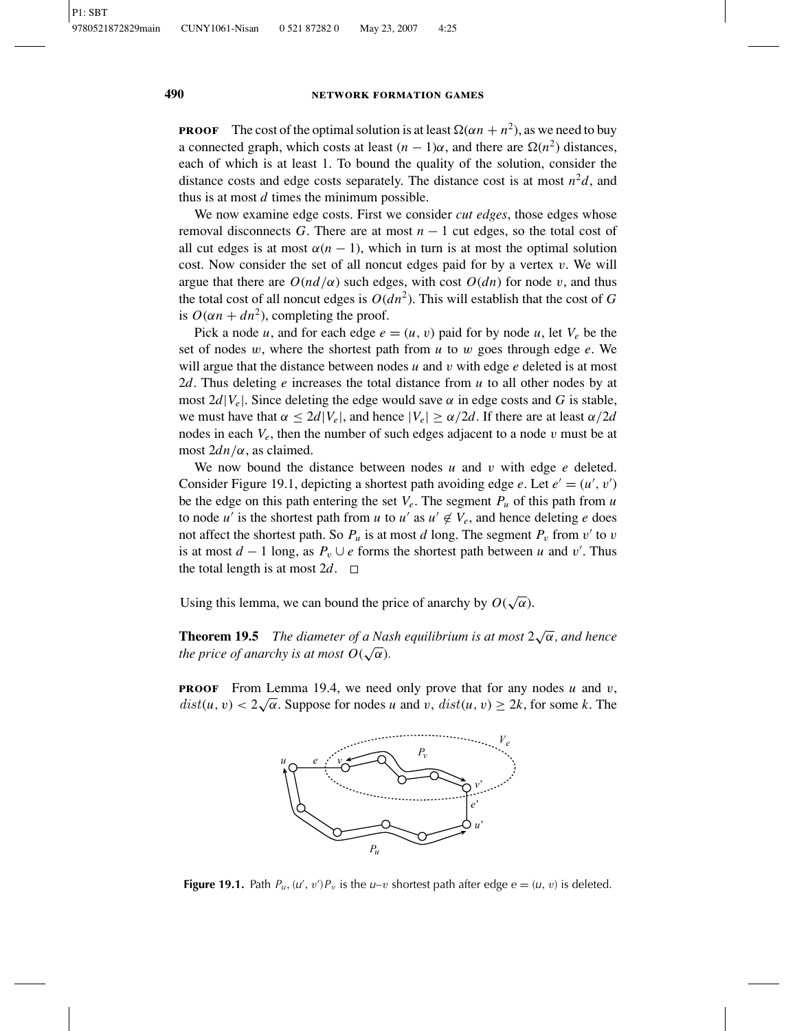**PROOF** The cost of the optimal solution is at least $\Omega(\alpha n + n^2)$, as we need to buy a connected graph, which costs at least $(n-1)\alpha$, and there are $\Omega(n^2)$ distances, each of which is at least 1. To bound the quality of the solution, consider the distance costs and edge costs separately. The distance cost is at most $n^2 d$, and thus is at most $d$ times the minimum possible.

We now examine edge costs. First we consider *cut edges*, those edges whose removal disconnects $G$. There are at most $n-1$ cut edges, so the total cost of all cut edges is at most $\alpha(n-1)$, which in turn is at most the optimal solution cost. Now consider the set of all noncut edges paid for by a vertex $v$. We will argue that there are $O(nd/\alpha)$ such edges, with cost $O(dn)$ for node $v$, and thus the total cost of all noncut edges is $O(dn^2)$. This will establish that the cost of $G$ is $O(\alpha n + dn^2)$, completing the proof.

Pick a node $u$, and for each edge $e = (u, v)$ paid for by node $u$, let $V_e$ be the set of nodes $w$, where the shortest path from $u$ to $w$ goes through edge $e$. We will argue that the distance between nodes $u$ and $v$ with edge $e$ deleted is at most $2d$. Thus deleting $e$ increases the total distance from $u$ to all other nodes by at most $2d|V_e|$. Since deleting the edge would save $\alpha$ in edge costs and $G$ is stable, we must have that $\alpha \leq 2d|V_e|$, and hence $|V_e| \geq \alpha/2d$. If there are at least $\alpha/2d$ nodes in each $V_e$, then the number of such edges adjacent to a node $v$ must be at most $2dn/\alpha$, as claimed.

We now bound the distance between nodes $u$ and $v$ with edge $e$ deleted. Consider Figure 19.1, depicting a shortest path avoiding edge $e$. Let $e' = (u', v')$ be the edge on this path entering the set $V_e$. The segment $P_u$ of this path from $u$ to node $u'$ is the shortest path from $u$ to $u'$ as $u' \notin V_e$, and hence deleting $e$ does not affect the shortest path. So $P_u$ is at most $d$ long. The segment $P_v$ from $v'$ to $v$ is at most $d-1$ long, as $P_v \cup e$ forms the shortest path between $u$ and $v'$. Thus the total length is at most $2d$. $\square$

Using this lemma, we can bound the price of anarchy by $O(\sqrt{\alpha})$.

**Theorem 19.5** *The diameter of a Nash equilibrium is at most $2\sqrt{\alpha}$, and hence the price of anarchy is at most $O(\sqrt{\alpha})$.*

**PROOF** From Lemma 19.4, we need only prove that for any nodes $u$ and $v$, $dist(u, v) < 2\sqrt{\alpha}$. Suppose for nodes $u$ and $v$, $dist(u, v) \geq 2k$, for some $k$. The

**Figure 19.1.** Path $P_u, (u', v')P_v$ is the $u$–$v$ shortest path after edge $e = (u, v)$ is deleted.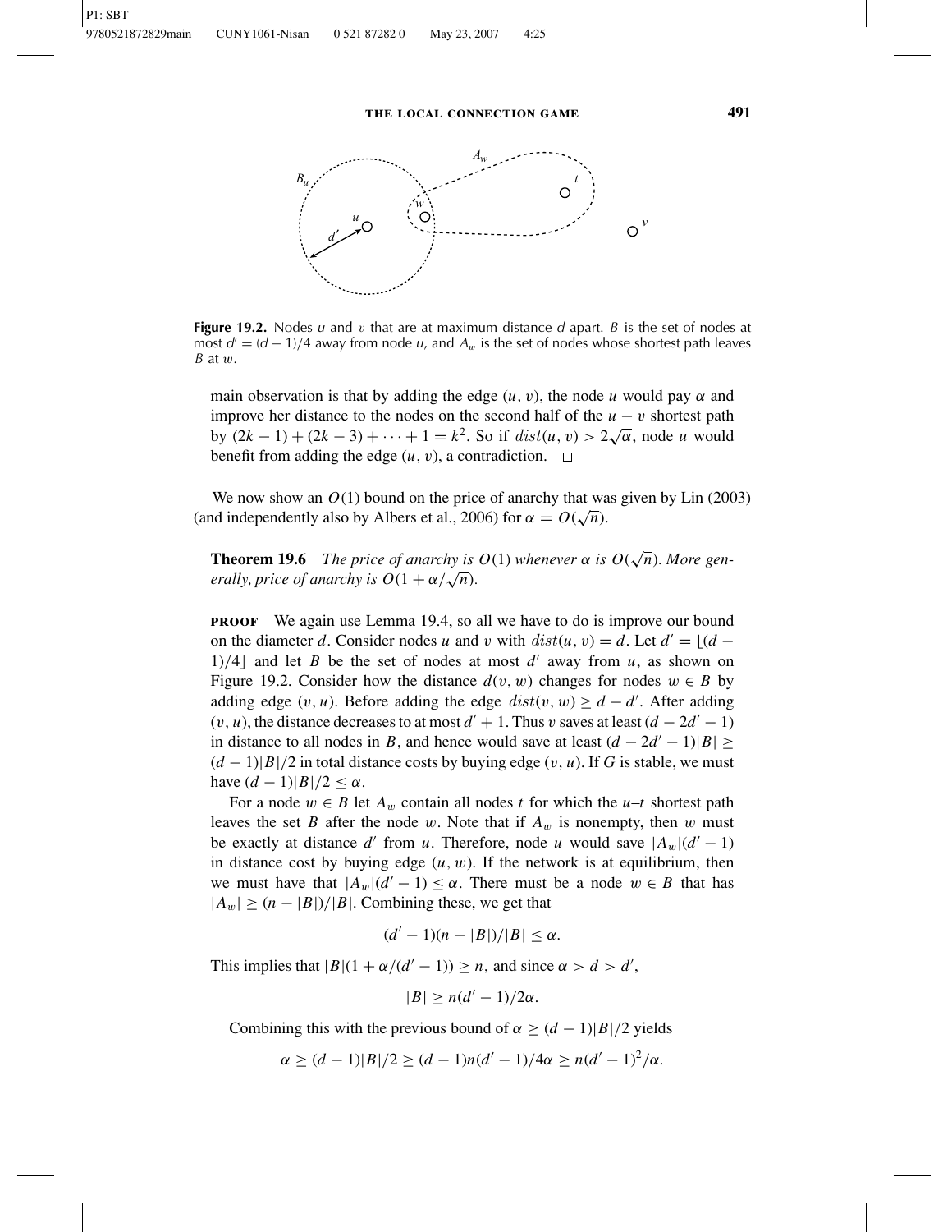Figure 19.2. Nodes $u$ and $v$ that are at maximum distance $d$ apart. $B$ is the set of nodes at most $d' = (d-1)/4$ away from node $u$, and $A_w$ is the set of nodes whose shortest path leaves $B$ at $w$.

main observation is that by adding the edge $(u, v)$, the node $u$ would pay $\alpha$ and improve her distance to the nodes on the second half of the $u - v$ shortest path by $(2k-1) + (2k-3) + \cdots + 1 = k^2$. So if $dist(u, v) > 2\sqrt{\alpha}$, node $u$ would benefit from adding the edge $(u, v)$, a contradiction. □

We now show an $O(1)$ bound on the price of anarchy that was given by Lin (2003) (and independently also by Albers et al., 2006) for $\alpha = O(\sqrt{n})$.

**Theorem 19.6** *The price of anarchy is $O(1)$ whenever $\alpha$ is $O(\sqrt{n})$. More generally, price of anarchy is $O(1 + \alpha/\sqrt{n})$.*

**PROOF** We again use Lemma 19.4, so all we have to do is improve our bound on the diameter $d$. Consider nodes $u$ and $v$ with $dist(u, v) = d$. Let $d' = \lfloor (d-1)/4 \rfloor$ and let $B$ be the set of nodes at most $d'$ away from $u$, as shown on Figure 19.2. Consider how the distance $d(v, w)$ changes for nodes $w \in B$ by adding edge $(v, u)$. Before adding the edge $dist(v, w) \geq d - d'$. After adding $(v, u)$, the distance decreases to at most $d' + 1$. Thus $v$ saves at least $(d - 2d' - 1)$ in distance to all nodes in $B$, and hence would save at least $(d - 2d' - 1)|B| \geq (d-1)|B|/2$ in total distance costs by buying edge $(v, u)$. If $G$ is stable, we must have $(d-1)|B|/2 \leq \alpha$.

For a node $w \in B$ let $A_w$ contain all nodes $t$ for which the $u$–$t$ shortest path leaves the set $B$ after the node $w$. Note that if $A_w$ is nonempty, then $w$ must be exactly at distance $d'$ from $u$. Therefore, node $u$ would save $|A_w|(d'-1)$ in distance cost by buying edge $(u, w)$. If the network is at equilibrium, then we must have that $|A_w|(d'-1) \leq \alpha$. There must be a node $w \in B$ that has $|A_w| \geq (n - |B|)/|B|$. Combining these, we get that

$$(d'-1)(n - |B|)/|B| \leq \alpha.$$

This implies that $|B|(1 + \alpha/(d'-1)) \geq n$, and since $\alpha > d > d'$,

$$|B| \geq n(d'-1)/2\alpha.$$

Combining this with the previous bound of $\alpha \geq (d-1)|B|/2$ yields

$$\alpha \geq (d-1)|B|/2 \geq (d-1)n(d'-1)/4\alpha \geq n(d'-1)^2/\alpha.$$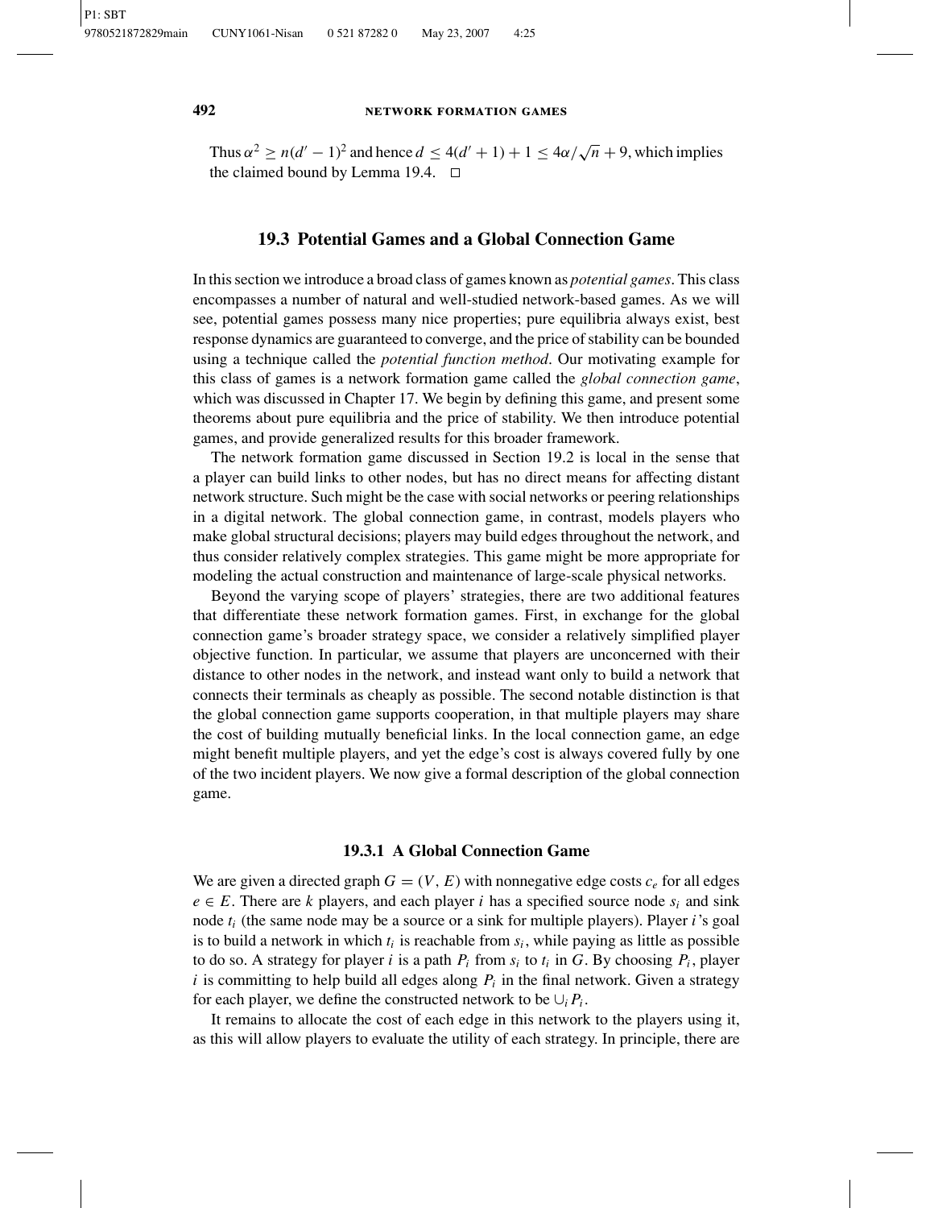Thus $\alpha^2 \geq n(d' - 1)^2$ and hence $d \leq 4(d' + 1) + 1 \leq 4\alpha/\sqrt{n} + 9$, which implies the claimed bound by Lemma 19.4. $\square$

## 19.3 Potential Games and a Global Connection Game

In this section we introduce a broad class of games known as *potential games*. This class encompasses a number of natural and well-studied network-based games. As we will see, potential games possess many nice properties; pure equilibria always exist, best response dynamics are guaranteed to converge, and the price of stability can be bounded using a technique called the *potential function method*. Our motivating example for this class of games is a network formation game called the *global connection game*, which was discussed in Chapter 17. We begin by defining this game, and present some theorems about pure equilibria and the price of stability. We then introduce potential games, and provide generalized results for this broader framework.

The network formation game discussed in Section 19.2 is local in the sense that a player can build links to other nodes, but has no direct means for affecting distant network structure. Such might be the case with social networks or peering relationships in a digital network. The global connection game, in contrast, models players who make global structural decisions; players may build edges throughout the network, and thus consider relatively complex strategies. This game might be more appropriate for modeling the actual construction and maintenance of large-scale physical networks.

Beyond the varying scope of players' strategies, there are two additional features that differentiate these network formation games. First, in exchange for the global connection game's broader strategy space, we consider a relatively simplified player objective function. In particular, we assume that players are unconcerned with their distance to other nodes in the network, and instead want only to build a network that connects their terminals as cheaply as possible. The second notable distinction is that the global connection game supports cooperation, in that multiple players may share the cost of building mutually beneficial links. In the local connection game, an edge might benefit multiple players, and yet the edge's cost is always covered fully by one of the two incident players. We now give a formal description of the global connection game.

### 19.3.1 A Global Connection Game

We are given a directed graph $G = (V, E)$ with nonnegative edge costs $c_e$ for all edges $e \in E$. There are $k$ players, and each player $i$ has a specified source node $s_i$ and sink node $t_i$ (the same node may be a source or a sink for multiple players). Player $i$'s goal is to build a network in which $t_i$ is reachable from $s_i$, while paying as little as possible to do so. A strategy for player $i$ is a path $P_i$ from $s_i$ to $t_i$ in $G$. By choosing $P_i$, player $i$ is committing to help build all edges along $P_i$ in the final network. Given a strategy for each player, we define the constructed network to be $\cup_i P_i$.

It remains to allocate the cost of each edge in this network to the players using it, as this will allow players to evaluate the utility of each strategy. In principle, there are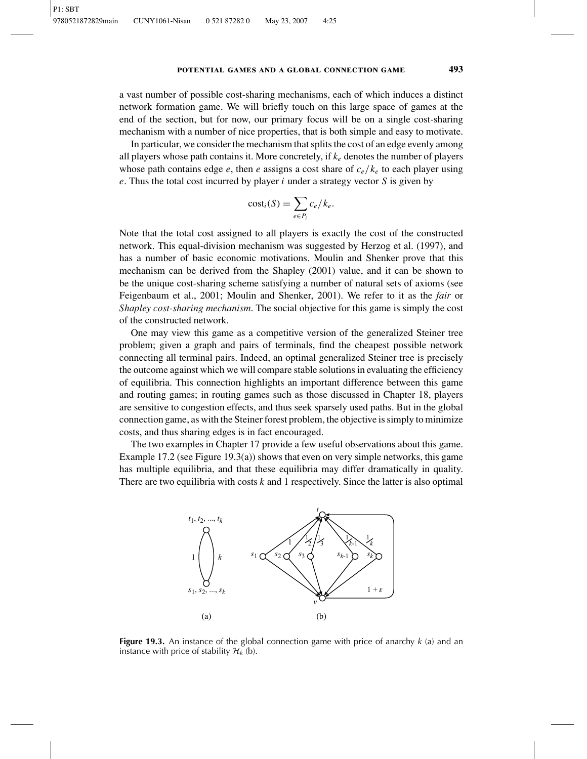a vast number of possible cost-sharing mechanisms, each of which induces a distinct network formation game. We will briefly touch on this large space of games at the end of the section, but for now, our primary focus will be on a single cost-sharing mechanism with a number of nice properties, that is both simple and easy to motivate.

In particular, we consider the mechanism that splits the cost of an edge evenly among all players whose path contains it. More concretely, if $k_e$ denotes the number of players whose path contains edge $e$, then $e$ assigns a cost share of $c_e/k_e$ to each player using $e$. Thus the total cost incurred by player $i$ under a strategy vector $S$ is given by

$$\text{cost}_i(S) = \sum_{e \in P_i} c_e/k_e.$$

Note that the total cost assigned to all players is exactly the cost of the constructed network. This equal-division mechanism was suggested by Herzog et al. (1997), and has a number of basic economic motivations. Moulin and Shenker prove that this mechanism can be derived from the Shapley (2001) value, and it can be shown to be the unique cost-sharing scheme satisfying a number of natural sets of axioms (see Feigenbaum et al., 2001; Moulin and Shenker, 2001). We refer to it as the *fair* or *Shapley cost-sharing mechanism*. The social objective for this game is simply the cost of the constructed network.

One may view this game as a competitive version of the generalized Steiner tree problem; given a graph and pairs of terminals, find the cheapest possible network connecting all terminal pairs. Indeed, an optimal generalized Steiner tree is precisely the outcome against which we will compare stable solutions in evaluating the efficiency of equilibria. This connection highlights an important difference between this game and routing games; in routing games such as those discussed in Chapter 18, players are sensitive to congestion effects, and thus seek sparsely used paths. But in the global connection game, as with the Steiner forest problem, the objective is simply to minimize costs, and thus sharing edges is in fact encouraged.

The two examples in Chapter 17 provide a few useful observations about this game. Example 17.2 (see Figure 19.3(a)) shows that even on very simple networks, this game has multiple equilibria, and that these equilibria may differ dramatically in quality. There are two equilibria with costs $k$ and 1 respectively. Since the latter is also optimal

**Figure 19.3.** An instance of the global connection game with price of anarchy $k$ (a) and an instance with price of stability $\mathcal{H}_k$ (b).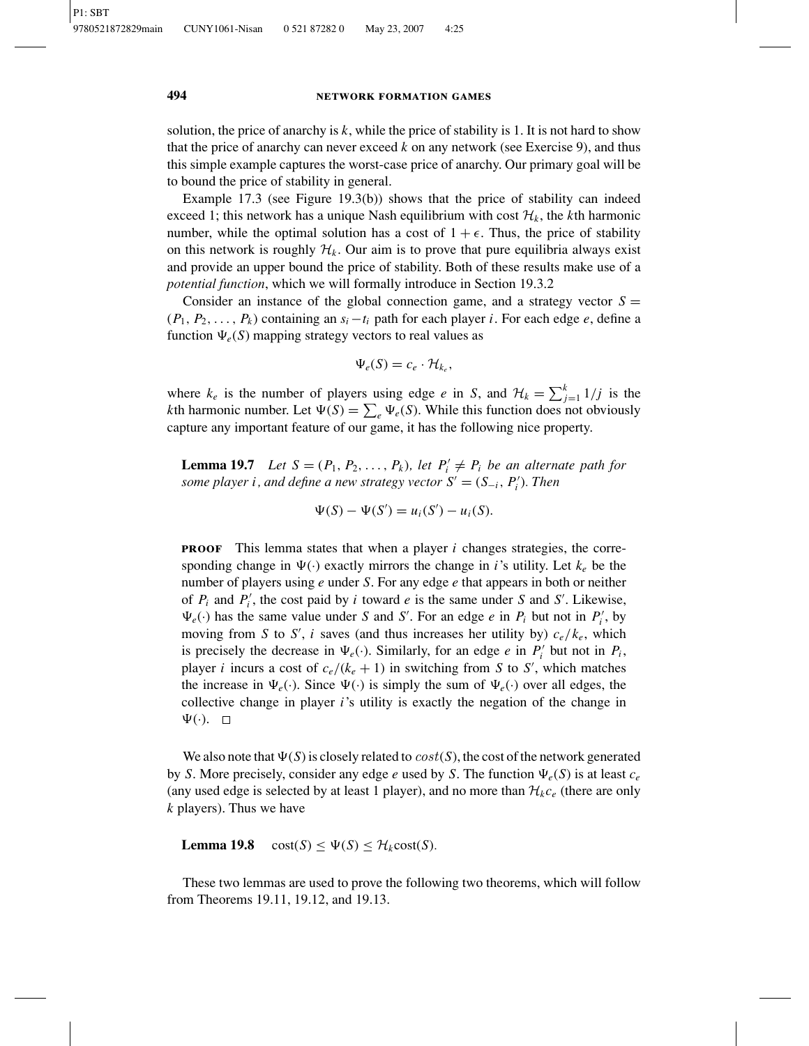solution, the price of anarchy is $k$, while the price of stability is 1. It is not hard to show that the price of anarchy can never exceed $k$ on any network (see Exercise 9), and thus this simple example captures the worst-case price of anarchy. Our primary goal will be to bound the price of stability in general.

Example 17.3 (see Figure 19.3(b)) shows that the price of stability can indeed exceed 1; this network has a unique Nash equilibrium with cost $\mathcal{H}_k$, the $k$th harmonic number, while the optimal solution has a cost of $1 + \epsilon$. Thus, the price of stability on this network is roughly $\mathcal{H}_k$. Our aim is to prove that pure equilibria always exist and provide an upper bound the price of stability. Both of these results make use of a *potential function*, which we will formally introduce in Section 19.3.2

Consider an instance of the global connection game, and a strategy vector $S = (P_1, P_2, \ldots, P_k)$ containing an $s_i - t_i$ path for each player $i$. For each edge $e$, define a function $\Psi_e(S)$ mapping strategy vectors to real values as

$$\Psi_e(S) = c_e \cdot \mathcal{H}_{k_e},$$

where $k_e$ is the number of players using edge $e$ in $S$, and $\mathcal{H}_k = \sum_{j=1}^{k} 1/j$ is the $k$th harmonic number. Let $\Psi(S) = \sum_e \Psi_e(S)$. While this function does not obviously capture any important feature of our game, it has the following nice property.

**Lemma 19.7** *Let $S = (P_1, P_2, \ldots, P_k)$, let $P_i' \neq P_i$ be an alternate path for some player $i$, and define a new strategy vector $S' = (S_{-i}, P_i')$. Then*

$$\Psi(S) - \Psi(S') = u_i(S') - u_i(S).$$

**PROOF** This lemma states that when a player $i$ changes strategies, the corresponding change in $\Psi(\cdot)$ exactly mirrors the change in $i$'s utility. Let $k_e$ be the number of players using $e$ under $S$. For any edge $e$ that appears in both or neither of $P_i$ and $P_i'$, the cost paid by $i$ toward $e$ is the same under $S$ and $S'$. Likewise, $\Psi_e(\cdot)$ has the same value under $S$ and $S'$. For an edge $e$ in $P_i$ but not in $P_i'$, by moving from $S$ to $S'$, $i$ saves (and thus increases her utility by) $c_e/k_e$, which is precisely the decrease in $\Psi_e(\cdot)$. Similarly, for an edge $e$ in $P_i'$ but not in $P_i$, player $i$ incurs a cost of $c_e/(k_e + 1)$ in switching from $S$ to $S'$, which matches the increase in $\Psi_e(\cdot)$. Since $\Psi(\cdot)$ is simply the sum of $\Psi_e(\cdot)$ over all edges, the collective change in player $i$'s utility is exactly the negation of the change in $\Psi(\cdot)$. $\square$

We also note that $\Psi(S)$ is closely related to $cost(S)$, the cost of the network generated by $S$. More precisely, consider any edge $e$ used by $S$. The function $\Psi_e(S)$ is at least $c_e$ (any used edge is selected by at least 1 player), and no more than $\mathcal{H}_k c_e$ (there are only $k$ players). Thus we have

**Lemma 19.8** $\mathrm{cost}(S) \leq \Psi(S) \leq \mathcal{H}_k \mathrm{cost}(S)$.

These two lemmas are used to prove the following two theorems, which will follow from Theorems 19.11, 19.12, and 19.13.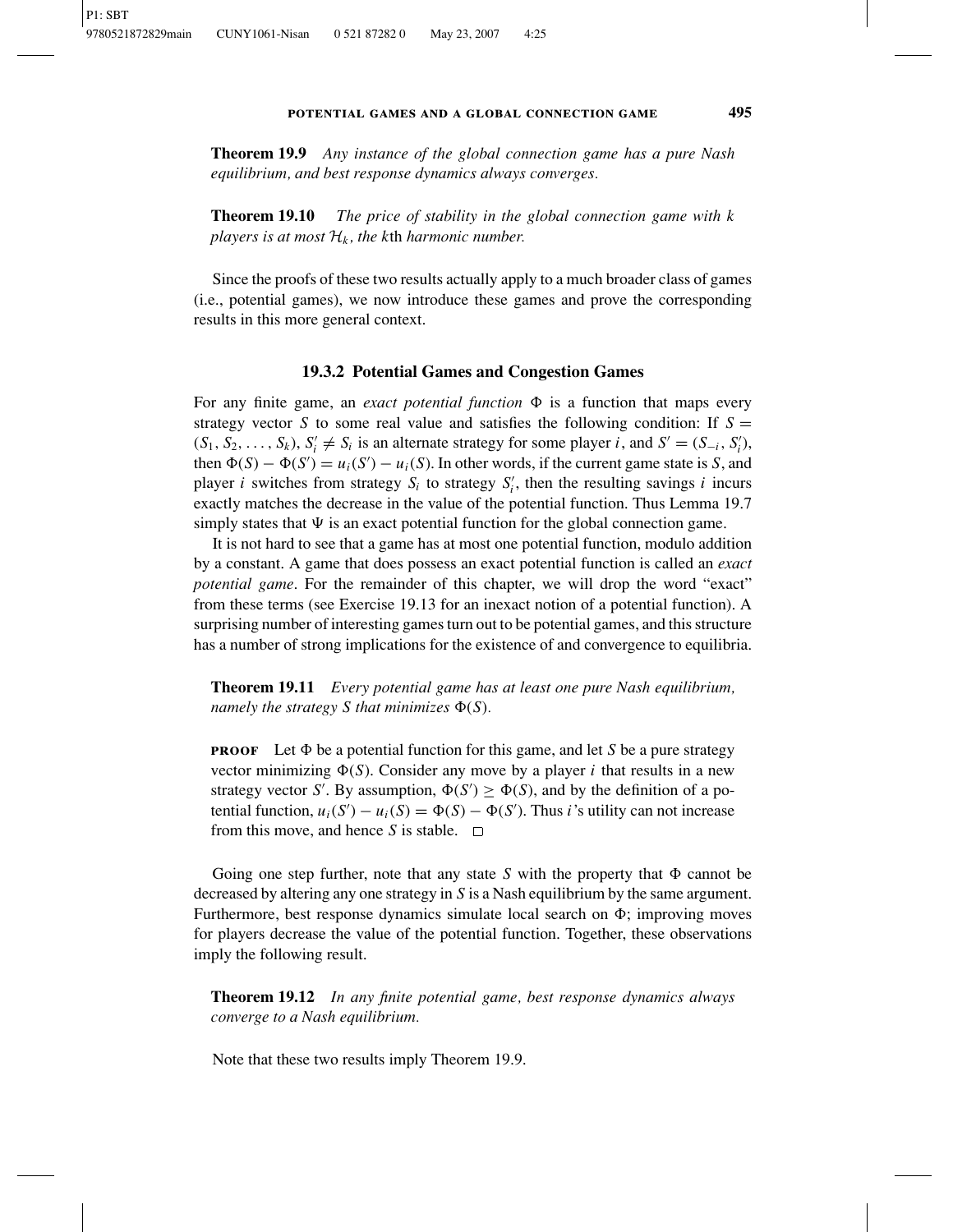**Theorem 19.9** *Any instance of the global connection game has a pure Nash equilibrium, and best response dynamics always converges.*

**Theorem 19.10** *The price of stability in the global connection game with $k$ players is at most $\mathcal{H}_k$, the $k$th harmonic number.*

Since the proofs of these two results actually apply to a much broader class of games (i.e., potential games), we now introduce these games and prove the corresponding results in this more general context.

### 19.3.2 Potential Games and Congestion Games

For any finite game, an *exact potential function* $\Phi$ is a function that maps every strategy vector $S$ to some real value and satisfies the following condition: If $S = (S_1, S_2, \ldots, S_k)$, $S_i' \neq S_i$ is an alternate strategy for some player $i$, and $S' = (S_{-i}, S_i')$, then $\Phi(S) - \Phi(S') = u_i(S') - u_i(S)$. In other words, if the current game state is $S$, and player $i$ switches from strategy $S_i$ to strategy $S_i'$, then the resulting savings $i$ incurs exactly matches the decrease in the value of the potential function. Thus Lemma 19.7 simply states that $\Psi$ is an exact potential function for the global connection game.

It is not hard to see that a game has at most one potential function, modulo addition by a constant. A game that does possess an exact potential function is called an *exact potential game*. For the remainder of this chapter, we will drop the word "exact" from these terms (see Exercise 19.13 for an inexact notion of a potential function). A surprising number of interesting games turn out to be potential games, and this structure has a number of strong implications for the existence of and convergence to equilibria.

**Theorem 19.11** *Every potential game has at least one pure Nash equilibrium, namely the strategy $S$ that minimizes $\Phi(S)$.*

**PROOF** Let $\Phi$ be a potential function for this game, and let $S$ be a pure strategy vector minimizing $\Phi(S)$. Consider any move by a player $i$ that results in a new strategy vector $S'$. By assumption, $\Phi(S') \geq \Phi(S)$, and by the definition of a potential function, $u_i(S') - u_i(S) = \Phi(S) - \Phi(S')$. Thus $i$'s utility can not increase from this move, and hence $S$ is stable. □

Going one step further, note that any state $S$ with the property that $\Phi$ cannot be decreased by altering any one strategy in $S$ is a Nash equilibrium by the same argument. Furthermore, best response dynamics simulate local search on $\Phi$; improving moves for players decrease the value of the potential function. Together, these observations imply the following result.

**Theorem 19.12** *In any finite potential game, best response dynamics always converge to a Nash equilibrium.*

Note that these two results imply Theorem 19.9.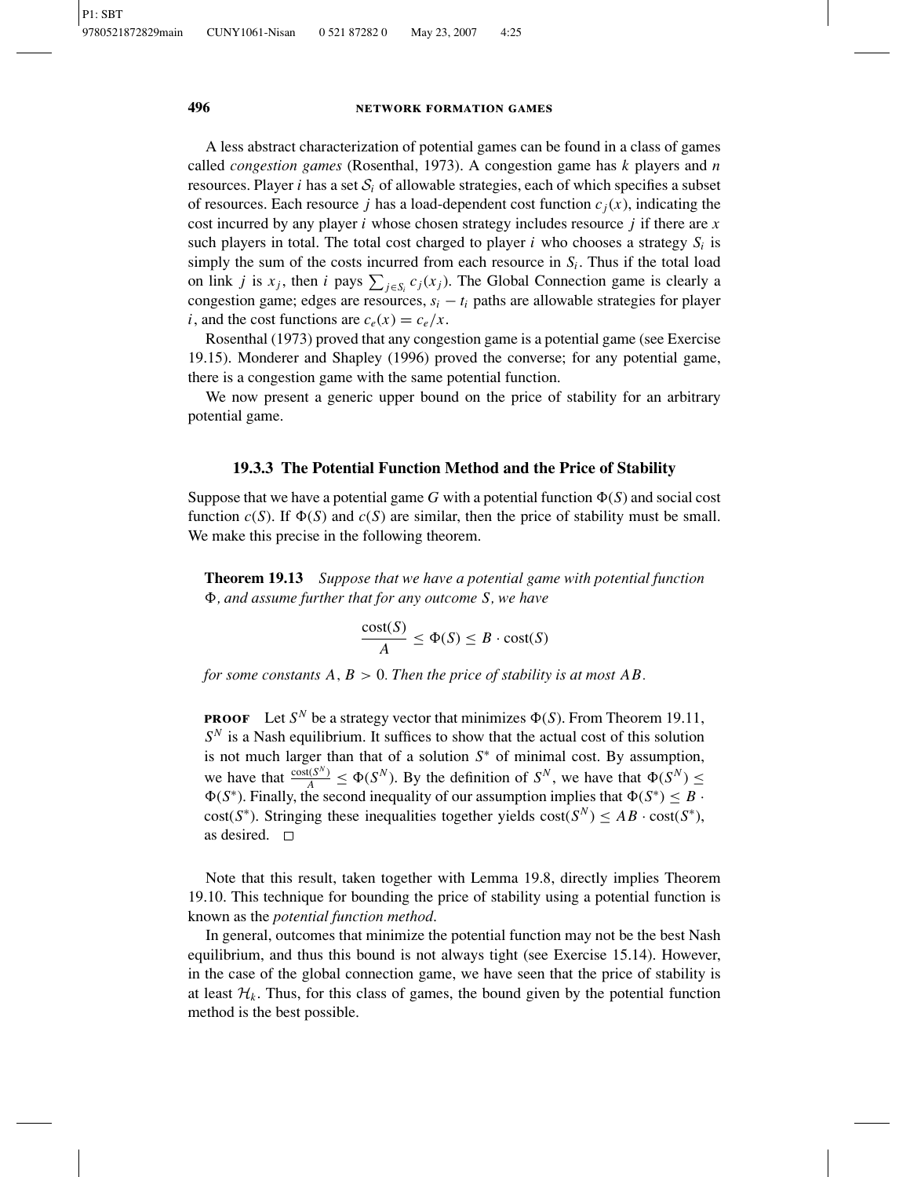A less abstract characterization of potential games can be found in a class of games called *congestion games* (Rosenthal, 1973). A congestion game has $k$ players and $n$ resources. Player $i$ has a set $\mathcal{S}_i$ of allowable strategies, each of which specifies a subset of resources. Each resource $j$ has a load-dependent cost function $c_j(x)$, indicating the cost incurred by any player $i$ whose chosen strategy includes resource $j$ if there are $x$ such players in total. The total cost charged to player $i$ who chooses a strategy $S_i$ is simply the sum of the costs incurred from each resource in $S_i$. Thus if the total load on link $j$ is $x_j$, then $i$ pays $\sum_{j \in S_i} c_j(x_j)$. The Global Connection game is clearly a congestion game; edges are resources, $s_i - t_i$ paths are allowable strategies for player $i$, and the cost functions are $c_e(x) = c_e/x$.

Rosenthal (1973) proved that any congestion game is a potential game (see Exercise 19.15). Monderer and Shapley (1996) proved the converse; for any potential game, there is a congestion game with the same potential function.

We now present a generic upper bound on the price of stability for an arbitrary potential game.

### 19.3.3 The Potential Function Method and the Price of Stability

Suppose that we have a potential game $G$ with a potential function $\Phi(S)$ and social cost function $c(S)$. If $\Phi(S)$ and $c(S)$ are similar, then the price of stability must be small. We make this precise in the following theorem.

**Theorem 19.13** *Suppose that we have a potential game with potential function $\Phi$, and assume further that for any outcome $S$, we have*

$$\frac{\text{cost}(S)}{A} \le \Phi(S) \le B \cdot \text{cost}(S)$$

*for some constants $A, B > 0$. Then the price of stability is at most $AB$.*

**PROOF** Let $S^N$ be a strategy vector that minimizes $\Phi(S)$. From Theorem 19.11, $S^N$ is a Nash equilibrium. It suffices to show that the actual cost of this solution is not much larger than that of a solution $S^*$ of minimal cost. By assumption, we have that $\frac{\text{cost}(S^N)}{A} \le \Phi(S^N)$. By the definition of $S^N$, we have that $\Phi(S^N) \le \Phi(S^*)$. Finally, the second inequality of our assumption implies that $\Phi(S^*) \le B \cdot \text{cost}(S^*)$. Stringing these inequalities together yields $\text{cost}(S^N) \le AB \cdot \text{cost}(S^*)$, as desired. □

Note that this result, taken together with Lemma 19.8, directly implies Theorem 19.10. This technique for bounding the price of stability using a potential function is known as the *potential function method*.

In general, outcomes that minimize the potential function may not be the best Nash equilibrium, and thus this bound is not always tight (see Exercise 15.14). However, in the case of the global connection game, we have seen that the price of stability is at least $\mathcal{H}_k$. Thus, for this class of games, the bound given by the potential function method is the best possible.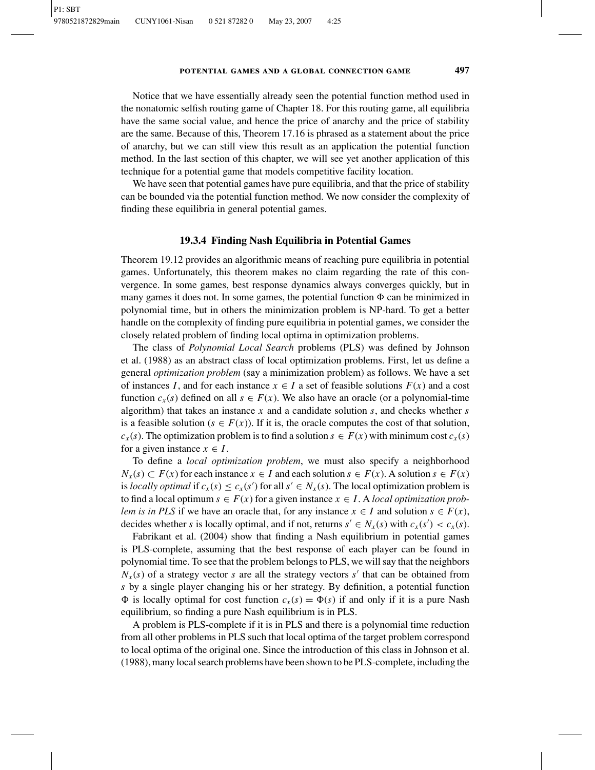Notice that we have essentially already seen the potential function method used in the nonatomic selfish routing game of Chapter 18. For this routing game, all equilibria have the same social value, and hence the price of anarchy and the price of stability are the same. Because of this, Theorem 17.16 is phrased as a statement about the price of anarchy, but we can still view this result as an application the potential function method. In the last section of this chapter, we will see yet another application of this technique for a potential game that models competitive facility location.

We have seen that potential games have pure equilibria, and that the price of stability can be bounded via the potential function method. We now consider the complexity of finding these equilibria in general potential games.

### 19.3.4 Finding Nash Equilibria in Potential Games

Theorem 19.12 provides an algorithmic means of reaching pure equilibria in potential games. Unfortunately, this theorem makes no claim regarding the rate of this convergence. In some games, best response dynamics always converges quickly, but in many games it does not. In some games, the potential function $\Phi$ can be minimized in polynomial time, but in others the minimization problem is NP-hard. To get a better handle on the complexity of finding pure equilibria in potential games, we consider the closely related problem of finding local optima in optimization problems.

The class of *Polynomial Local Search* problems (PLS) was defined by Johnson et al. (1988) as an abstract class of local optimization problems. First, let us define a general *optimization problem* (say a minimization problem) as follows. We have a set of instances $I$, and for each instance $x \in I$ a set of feasible solutions $F(x)$ and a cost function $c_x(s)$ defined on all $s \in F(x)$. We also have an oracle (or a polynomial-time algorithm) that takes an instance $x$ and a candidate solution $s$, and checks whether $s$ is a feasible solution ($s \in F(x)$). If it is, the oracle computes the cost of that solution, $c_x(s)$. The optimization problem is to find a solution $s \in F(x)$ with minimum cost $c_x(s)$ for a given instance $x \in I$.

To define a *local optimization problem*, we must also specify a neighborhood $N_x(s) \subset F(x)$ for each instance $x \in I$ and each solution $s \in F(x)$. A solution $s \in F(x)$ is *locally optimal* if $c_x(s) \leq c_x(s')$ for all $s' \in N_x(s)$. The local optimization problem is to find a local optimum $s \in F(x)$ for a given instance $x \in I$. A *local optimization problem is in PLS* if we have an oracle that, for any instance $x \in I$ and solution $s \in F(x)$, decides whether $s$ is locally optimal, and if not, returns $s' \in N_x(s)$ with $c_x(s') < c_x(s)$.

Fabrikant et al. (2004) show that finding a Nash equilibrium in potential games is PLS-complete, assuming that the best response of each player can be found in polynomial time. To see that the problem belongs to PLS, we will say that the neighbors $N_x(s)$ of a strategy vector $s$ are all the strategy vectors $s'$ that can be obtained from $s$ by a single player changing his or her strategy. By definition, a potential function $\Phi$ is locally optimal for cost function $c_x(s) = \Phi(s)$ if and only if it is a pure Nash equilibrium, so finding a pure Nash equilibrium is in PLS.

A problem is PLS-complete if it is in PLS and there is a polynomial time reduction from all other problems in PLS such that local optima of the target problem correspond to local optima of the original one. Since the introduction of this class in Johnson et al. (1988), many local search problems have been shown to be PLS-complete, including the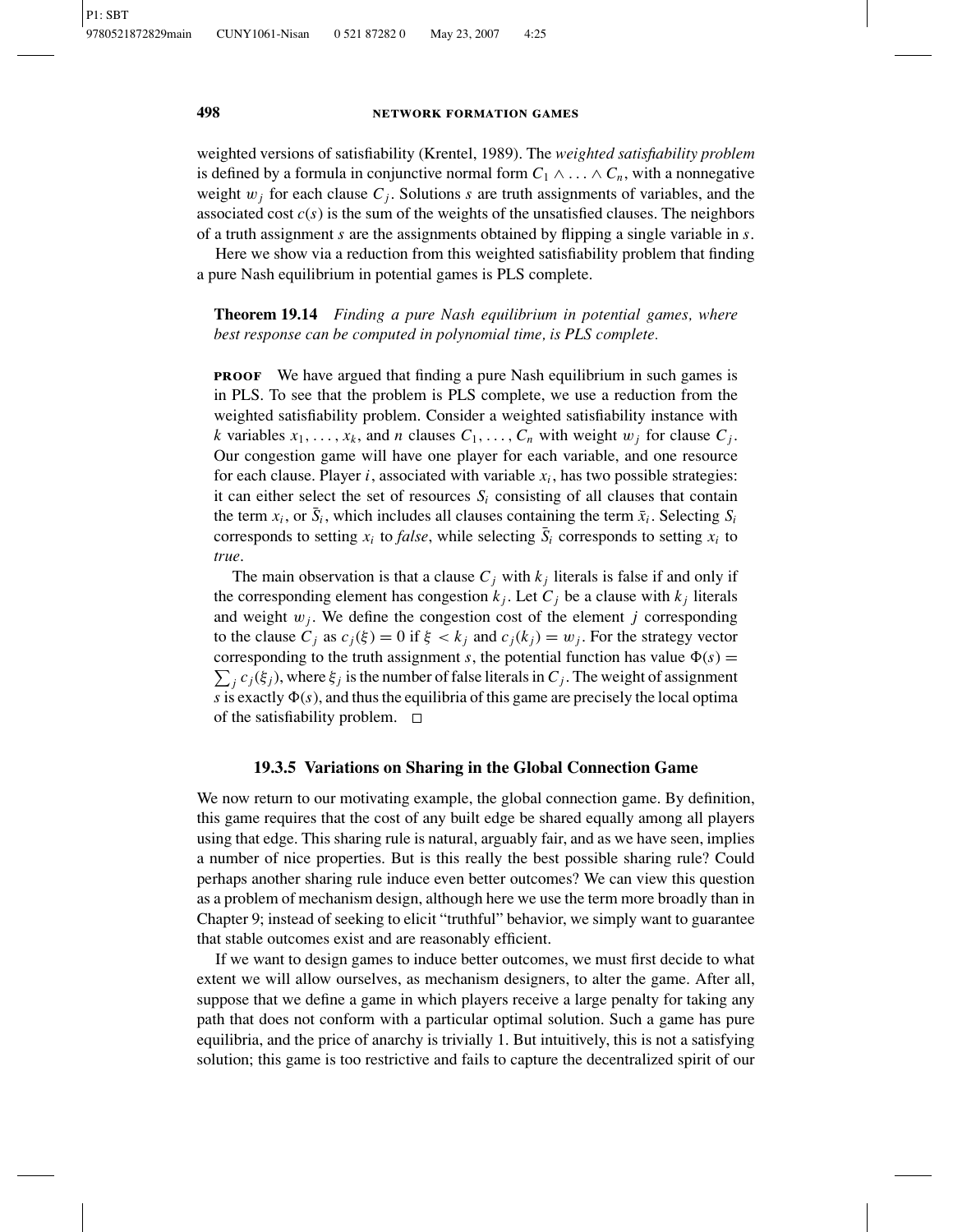weighted versions of satisfiability (Krentel, 1989). The *weighted satisfiability problem* is defined by a formula in conjunctive normal form $C_1 \wedge \ldots \wedge C_n$, with a nonnegative weight $w_j$ for each clause $C_j$. Solutions $s$ are truth assignments of variables, and the associated cost $c(s)$ is the sum of the weights of the unsatisfied clauses. The neighbors of a truth assignment $s$ are the assignments obtained by flipping a single variable in $s$.

Here we show via a reduction from this weighted satisfiability problem that finding a pure Nash equilibrium in potential games is PLS complete.

**Theorem 19.14** *Finding a pure Nash equilibrium in potential games, where best response can be computed in polynomial time, is PLS complete.*

**PROOF** We have argued that finding a pure Nash equilibrium in such games is in PLS. To see that the problem is PLS complete, we use a reduction from the weighted satisfiability problem. Consider a weighted satisfiability instance with $k$ variables $x_1, \ldots, x_k$, and $n$ clauses $C_1, \ldots, C_n$ with weight $w_j$ for clause $C_j$. Our congestion game will have one player for each variable, and one resource for each clause. Player $i$, associated with variable $x_i$, has two possible strategies: it can either select the set of resources $S_i$ consisting of all clauses that contain the term $x_i$, or $\bar{S}_i$, which includes all clauses containing the term $\bar{x}_i$. Selecting $S_i$ corresponds to setting $x_i$ to *false*, while selecting $\bar{S}_i$ corresponds to setting $x_i$ to *true*.

The main observation is that a clause $C_j$ with $k_j$ literals is false if and only if the corresponding element has congestion $k_j$. Let $C_j$ be a clause with $k_j$ literals and weight $w_j$. We define the congestion cost of the element $j$ corresponding to the clause $C_j$ as $c_j(\xi) = 0$ if $\xi < k_j$ and $c_j(k_j) = w_j$. For the strategy vector corresponding to the truth assignment $s$, the potential function has value $\Phi(s) = \sum_j c_j(\xi_j)$, where $\xi_j$ is the number of false literals in $C_j$. The weight of assignment $s$ is exactly $\Phi(s)$, and thus the equilibria of this game are precisely the local optima of the satisfiability problem. □

### 19.3.5 Variations on Sharing in the Global Connection Game

We now return to our motivating example, the global connection game. By definition, this game requires that the cost of any built edge be shared equally among all players using that edge. This sharing rule is natural, arguably fair, and as we have seen, implies a number of nice properties. But is this really the best possible sharing rule? Could perhaps another sharing rule induce even better outcomes? We can view this question as a problem of mechanism design, although here we use the term more broadly than in Chapter 9; instead of seeking to elicit "truthful" behavior, we simply want to guarantee that stable outcomes exist and are reasonably efficient.

If we want to design games to induce better outcomes, we must first decide to what extent we will allow ourselves, as mechanism designers, to alter the game. After all, suppose that we define a game in which players receive a large penalty for taking any path that does not conform with a particular optimal solution. Such a game has pure equilibria, and the price of anarchy is trivially 1. But intuitively, this is not a satisfying solution; this game is too restrictive and fails to capture the decentralized spirit of our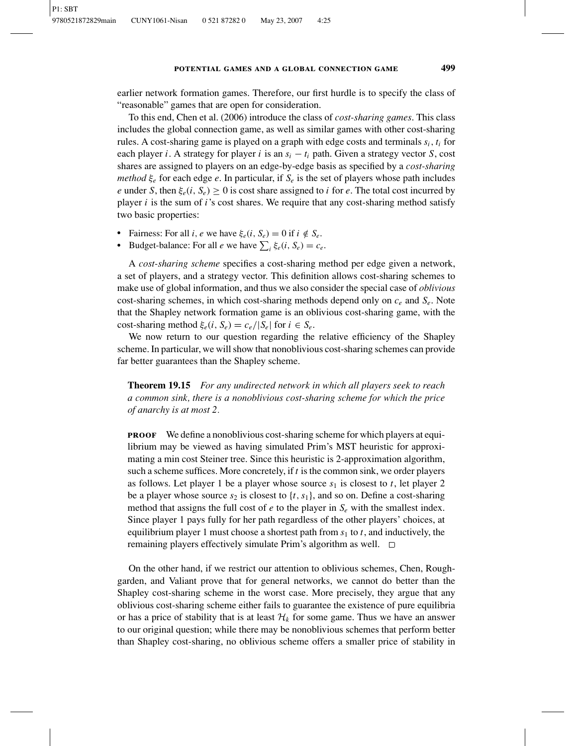earlier network formation games. Therefore, our first hurdle is to specify the class of "reasonable" games that are open for consideration.

To this end, Chen et al. (2006) introduce the class of *cost-sharing games*. This class includes the global connection game, as well as similar games with other cost-sharing rules. A cost-sharing game is played on a graph with edge costs and terminals $s_i$, $t_i$ for each player $i$. A strategy for player $i$ is an $s_i - t_i$ path. Given a strategy vector $S$, cost shares are assigned to players on an edge-by-edge basis as specified by a *cost-sharing method* $\xi_e$ for each edge $e$. In particular, if $S_e$ is the set of players whose path includes $e$ under $S$, then $\xi_e(i, S_e) \geq 0$ is cost share assigned to $i$ for $e$. The total cost incurred by player $i$ is the sum of $i$'s cost shares. We require that any cost-sharing method satisfy two basic properties:

- Fairness: For all $i$, $e$ we have $\xi_e(i, S_e) = 0$ if $i \notin S_e$.
- Budget-balance: For all $e$ we have $\sum_i \xi_e(i, S_e) = c_e$.

A *cost-sharing scheme* specifies a cost-sharing method per edge given a network, a set of players, and a strategy vector. This definition allows cost-sharing schemes to make use of global information, and thus we also consider the special case of *oblivious* cost-sharing schemes, in which cost-sharing methods depend only on $c_e$ and $S_e$. Note that the Shapley network formation game is an oblivious cost-sharing game, with the cost-sharing method $\xi_e(i, S_e) = c_e/|S_e|$ for $i \in S_e$.

We now return to our question regarding the relative efficiency of the Shapley scheme. In particular, we will show that nonoblivious cost-sharing schemes can provide far better guarantees than the Shapley scheme.

**Theorem 19.15** *For any undirected network in which all players seek to reach a common sink, there is a nonoblivious cost-sharing scheme for which the price of anarchy is at most 2.*

**PROOF** We define a nonoblivious cost-sharing scheme for which players at equilibrium may be viewed as having simulated Prim's MST heuristic for approximating a min cost Steiner tree. Since this heuristic is 2-approximation algorithm, such a scheme suffices. More concretely, if $t$ is the common sink, we order players as follows. Let player 1 be a player whose source $s_1$ is closest to $t$, let player 2 be a player whose source $s_2$ is closest to $\{t, s_1\}$, and so on. Define a cost-sharing method that assigns the full cost of $e$ to the player in $S_e$ with the smallest index. Since player 1 pays fully for her path regardless of the other players' choices, at equilibrium player 1 must choose a shortest path from $s_1$ to $t$, and inductively, the remaining players effectively simulate Prim's algorithm as well. □

On the other hand, if we restrict our attention to oblivious schemes, Chen, Roughgarden, and Valiant prove that for general networks, we cannot do better than the Shapley cost-sharing scheme in the worst case. More precisely, they argue that any oblivious cost-sharing scheme either fails to guarantee the existence of pure equilibria or has a price of stability that is at least $\mathcal{H}_k$ for some game. Thus we have an answer to our original question; while there may be nonoblivious schemes that perform better than Shapley cost-sharing, no oblivious scheme offers a smaller price of stability in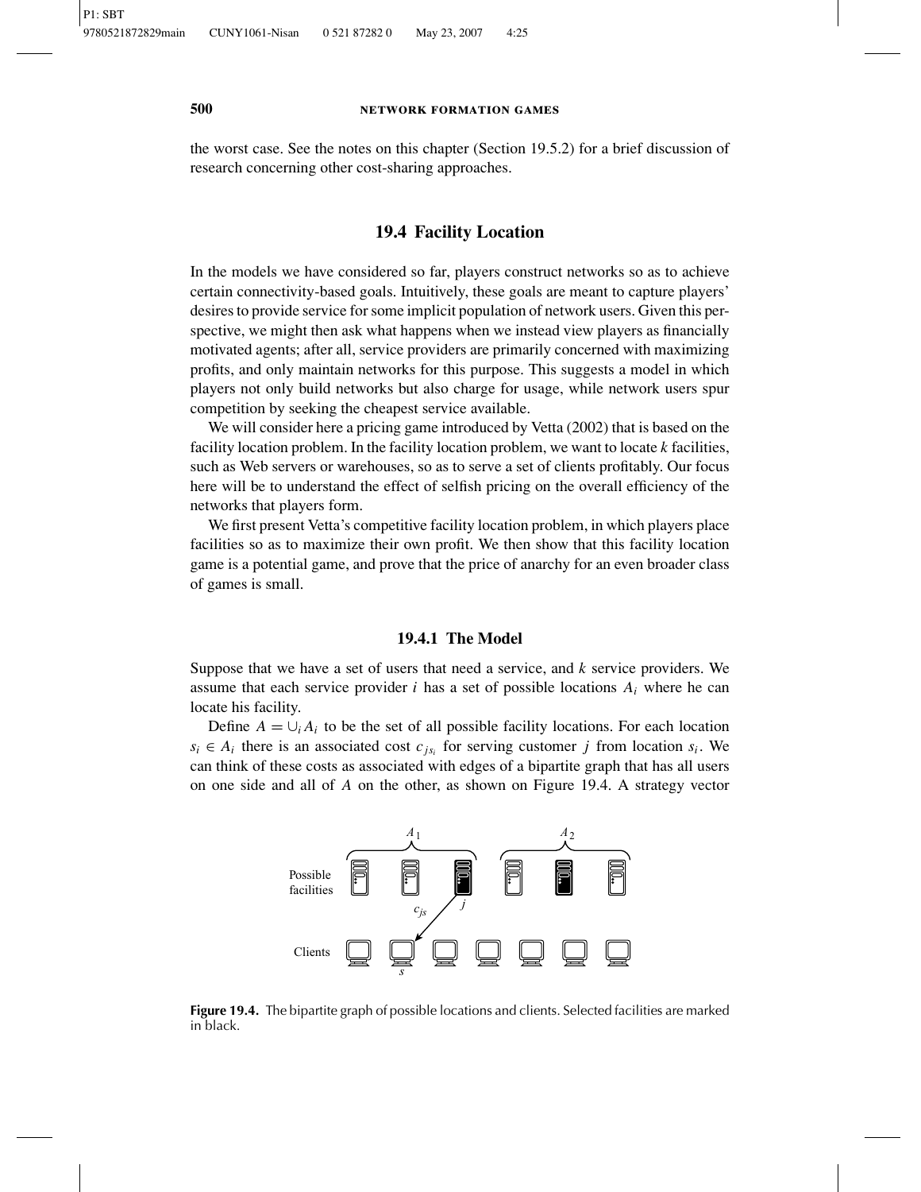the worst case. See the notes on this chapter (Section 19.5.2) for a brief discussion of research concerning other cost-sharing approaches.

## 19.4 Facility Location

In the models we have considered so far, players construct networks so as to achieve certain connectivity-based goals. Intuitively, these goals are meant to capture players' desires to provide service for some implicit population of network users. Given this perspective, we might then ask what happens when we instead view players as financially motivated agents; after all, service providers are primarily concerned with maximizing profits, and only maintain networks for this purpose. This suggests a model in which players not only build networks but also charge for usage, while network users spur competition by seeking the cheapest service available.

We will consider here a pricing game introduced by Vetta (2002) that is based on the facility location problem. In the facility location problem, we want to locate $k$ facilities, such as Web servers or warehouses, so as to serve a set of clients profitably. Our focus here will be to understand the effect of selfish pricing on the overall efficiency of the networks that players form.

We first present Vetta's competitive facility location problem, in which players place facilities so as to maximize their own profit. We then show that this facility location game is a potential game, and prove that the price of anarchy for an even broader class of games is small.

### 19.4.1 The Model

Suppose that we have a set of users that need a service, and $k$ service providers. We assume that each service provider $i$ has a set of possible locations $A_i$ where he can locate his facility.

Define $A = \cup_i A_i$ to be the set of all possible facility locations. For each location $s_i \in A_i$ there is an associated cost $c_{js_i}$ for serving customer $j$ from location $s_i$. We can think of these costs as associated with edges of a bipartite graph that has all users on one side and all of $A$ on the other, as shown on Figure 19.4. A strategy vector

**Figure 19.4.** The bipartite graph of possible locations and clients. Selected facilities are marked in black.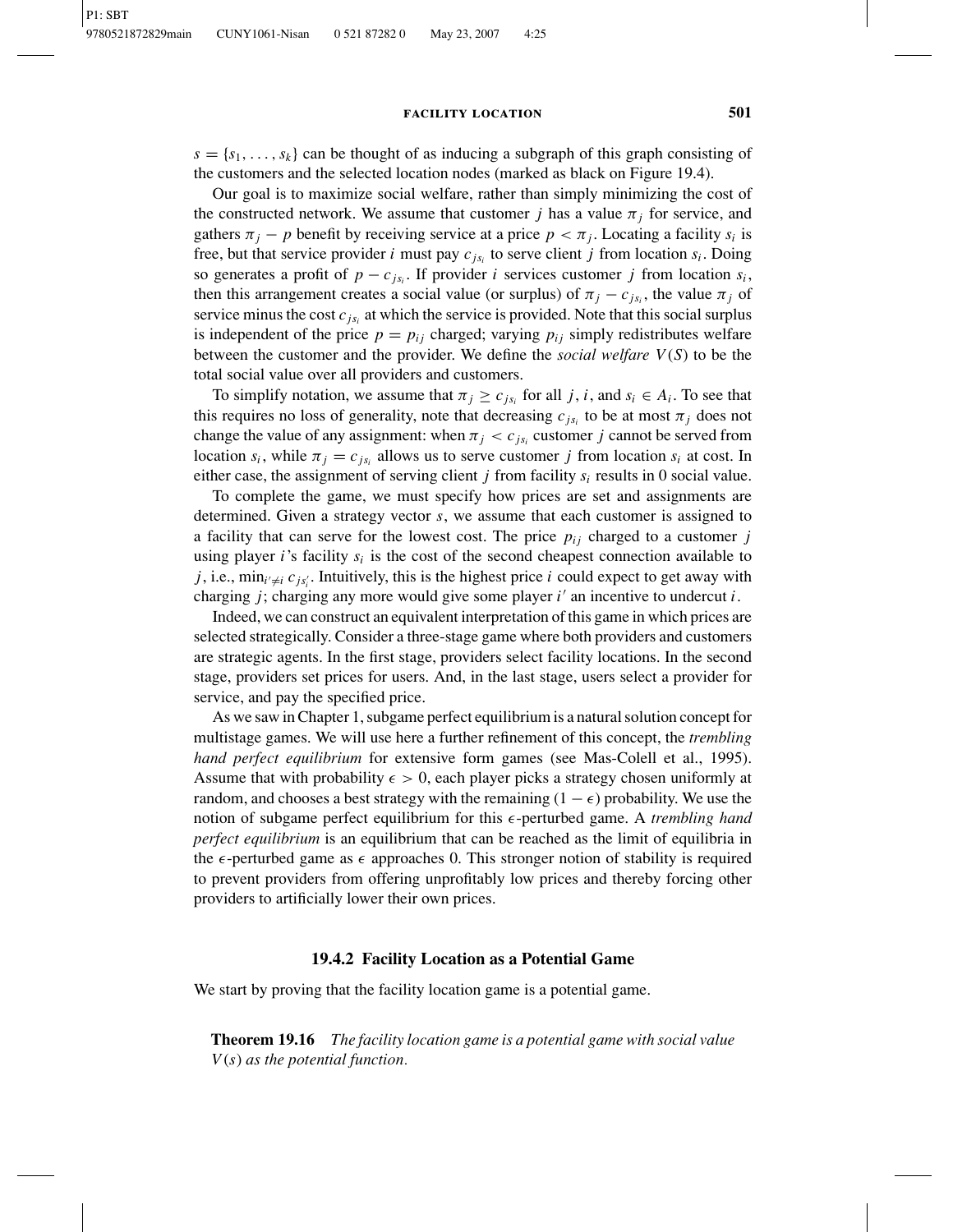$s = \{s_1, \ldots, s_k\}$ can be thought of as inducing a subgraph of this graph consisting of the customers and the selected location nodes (marked as black on Figure 19.4).

Our goal is to maximize social welfare, rather than simply minimizing the cost of the constructed network. We assume that customer $j$ has a value $\pi_j$ for service, and gathers $\pi_j - p$ benefit by receiving service at a price $p < \pi_j$. Locating a facility $s_i$ is free, but that service provider $i$ must pay $c_{js_i}$ to serve client $j$ from location $s_i$. Doing so generates a profit of $p - c_{js_i}$. If provider $i$ services customer $j$ from location $s_i$, then this arrangement creates a social value (or surplus) of $\pi_j - c_{js_i}$, the value $\pi_j$ of service minus the cost $c_{js_i}$ at which the service is provided. Note that this social surplus is independent of the price $p = p_{ij}$ charged; varying $p_{ij}$ simply redistributes welfare between the customer and the provider. We define the *social welfare* $V(S)$ to be the total social value over all providers and customers.

To simplify notation, we assume that $\pi_j \geq c_{js_i}$ for all $j$, $i$, and $s_i \in A_i$. To see that this requires no loss of generality, note that decreasing $c_{js_i}$ to be at most $\pi_j$ does not change the value of any assignment: when $\pi_j < c_{js_i}$ customer $j$ cannot be served from location $s_i$, while $\pi_j = c_{js_i}$ allows us to serve customer $j$ from location $s_i$ at cost. In either case, the assignment of serving client $j$ from facility $s_i$ results in 0 social value.

To complete the game, we must specify how prices are set and assignments are determined. Given a strategy vector $s$, we assume that each customer is assigned to a facility that can serve for the lowest cost. The price $p_{ij}$ charged to a customer $j$ using player $i$'s facility $s_i$ is the cost of the second cheapest connection available to $j$, i.e., $\min_{i' \neq i} c_{js'_i}$. Intuitively, this is the highest price $i$ could expect to get away with charging $j$; charging any more would give some player $i'$ an incentive to undercut $i$.

Indeed, we can construct an equivalent interpretation of this game in which prices are selected strategically. Consider a three-stage game where both providers and customers are strategic agents. In the first stage, providers select facility locations. In the second stage, providers set prices for users. And, in the last stage, users select a provider for service, and pay the specified price.

As we saw in Chapter 1, subgame perfect equilibrium is a natural solution concept for multistage games. We will use here a further refinement of this concept, the *trembling hand perfect equilibrium* for extensive form games (see Mas-Colell et al., 1995). Assume that with probability $\epsilon > 0$, each player picks a strategy chosen uniformly at random, and chooses a best strategy with the remaining $(1 - \epsilon)$ probability. We use the notion of subgame perfect equilibrium for this $\epsilon$-perturbed game. A *trembling hand perfect equilibrium* is an equilibrium that can be reached as the limit of equilibria in the $\epsilon$-perturbed game as $\epsilon$ approaches 0. This stronger notion of stability is required to prevent providers from offering unprofitably low prices and thereby forcing other providers to artificially lower their own prices.

### 19.4.2 Facility Location as a Potential Game

We start by proving that the facility location game is a potential game.

**Theorem 19.16** *The facility location game is a potential game with social value $V(s)$ as the potential function.*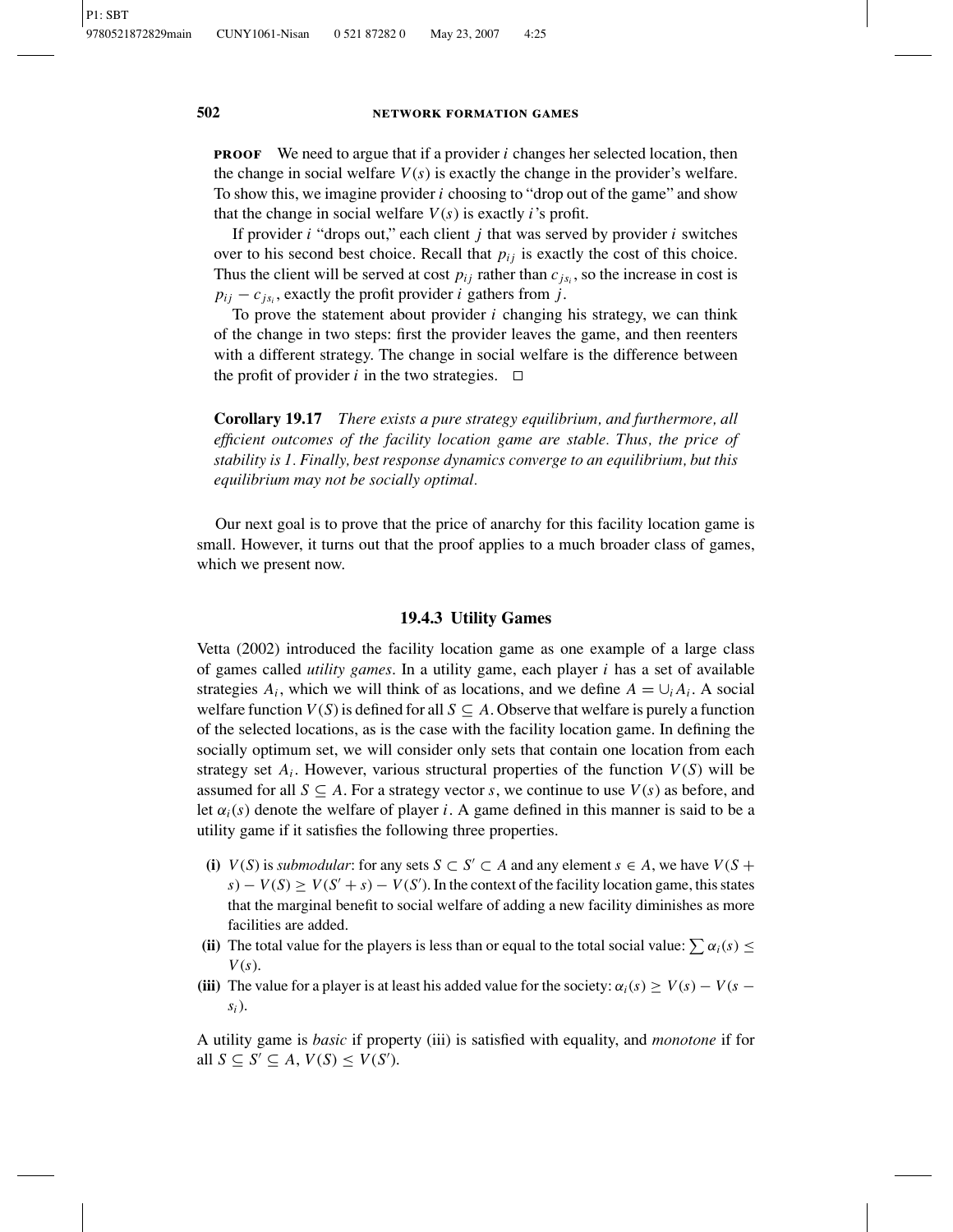**PROOF** We need to argue that if a provider $i$ changes her selected location, then the change in social welfare $V(s)$ is exactly the change in the provider's welfare. To show this, we imagine provider $i$ choosing to "drop out of the game" and show that the change in social welfare $V(s)$ is exactly $i$'s profit.

If provider $i$ "drops out," each client $j$ that was served by provider $i$ switches over to his second best choice. Recall that $p_{ij}$ is exactly the cost of this choice. Thus the client will be served at cost $p_{ij}$ rather than $c_{js_i}$, so the increase in cost is $p_{ij} - c_{js_i}$, exactly the profit provider $i$ gathers from $j$.

To prove the statement about provider $i$ changing his strategy, we can think of the change in two steps: first the provider leaves the game, and then reenters with a different strategy. The change in social welfare is the difference between the profit of provider $i$ in the two strategies. □

**Corollary 19.17** *There exists a pure strategy equilibrium, and furthermore, all efficient outcomes of the facility location game are stable. Thus, the price of stability is 1. Finally, best response dynamics converge to an equilibrium, but this equilibrium may not be socially optimal.*

Our next goal is to prove that the price of anarchy for this facility location game is small. However, it turns out that the proof applies to a much broader class of games, which we present now.

### 19.4.3 Utility Games

Vetta (2002) introduced the facility location game as one example of a large class of games called *utility games*. In a utility game, each player $i$ has a set of available strategies $A_i$, which we will think of as locations, and we define $A = \cup_i A_i$. A social welfare function $V(S)$ is defined for all $S \subseteq A$. Observe that welfare is purely a function of the selected locations, as is the case with the facility location game. In defining the socially optimum set, we will consider only sets that contain one location from each strategy set $A_i$. However, various structural properties of the function $V(S)$ will be assumed for all $S \subseteq A$. For a strategy vector $s$, we continue to use $V(s)$ as before, and let $\alpha_i(s)$ denote the welfare of player $i$. A game defined in this manner is said to be a utility game if it satisfies the following three properties.

- **(i)** $V(S)$ is *submodular*: for any sets $S \subset S' \subset A$ and any element $s \in A$, we have $V(S + s) - V(S) \geq V(S' + s) - V(S')$. In the context of the facility location game, this states that the marginal benefit to social welfare of adding a new facility diminishes as more facilities are added.
- **(ii)** The total value for the players is less than or equal to the total social value: $\sum \alpha_i(s) \leq V(s)$.
- **(iii)** The value for a player is at least his added value for the society: $\alpha_i(s) \geq V(s) - V(s - s_i)$.

A utility game is *basic* if property (iii) is satisfied with equality, and *monotone* if for all $S \subseteq S' \subseteq A$, $V(S) \leq V(S')$.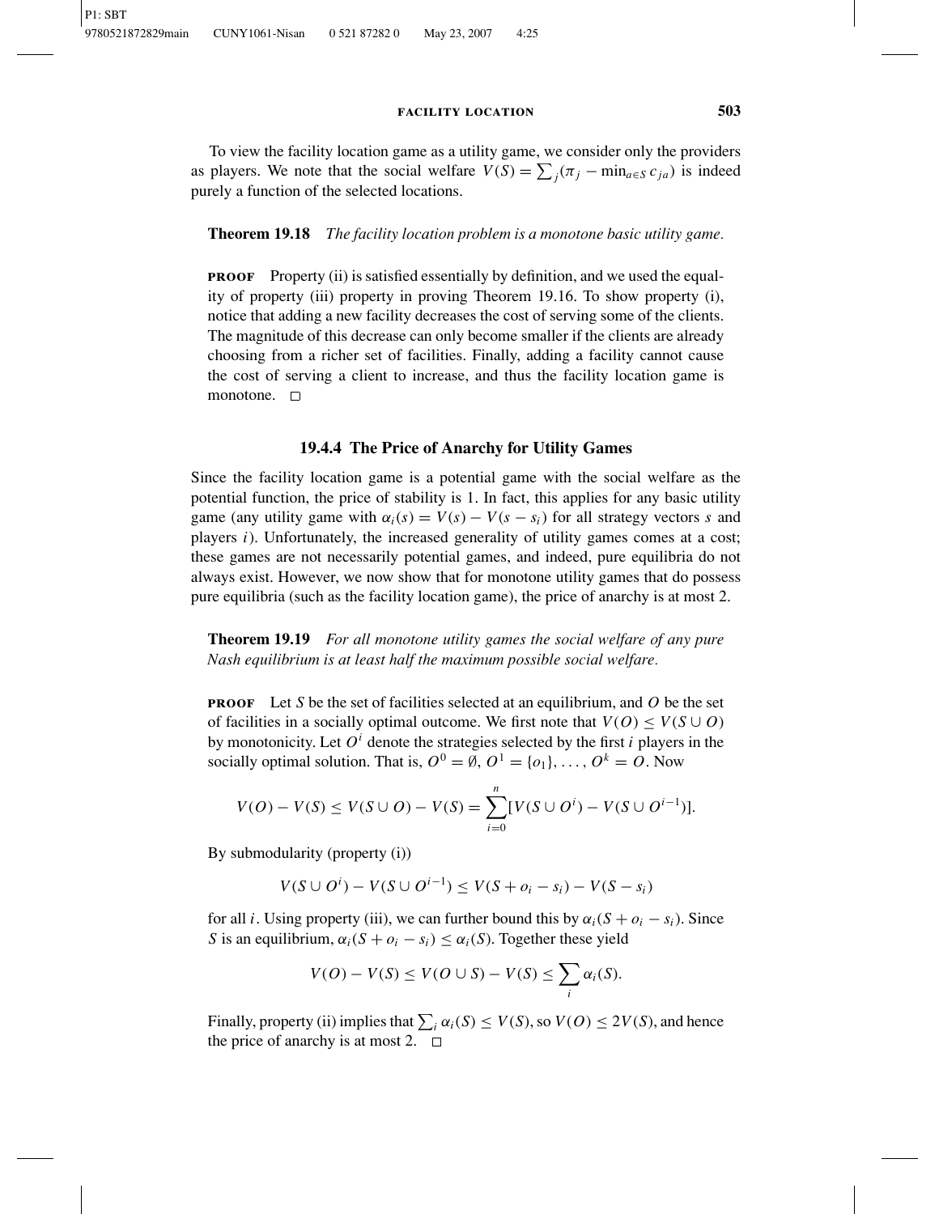To view the facility location game as a utility game, we consider only the providers as players. We note that the social welfare $V(S) = \sum_j (\pi_j - \min_{a \in S} c_{ja})$ is indeed purely a function of the selected locations.

**Theorem 19.18** *The facility location problem is a monotone basic utility game.*

**PROOF** Property (ii) is satisfied essentially by definition, and we used the equality of property (iii) property in proving Theorem 19.16. To show property (i), notice that adding a new facility decreases the cost of serving some of the clients. The magnitude of this decrease can only become smaller if the clients are already choosing from a richer set of facilities. Finally, adding a facility cannot cause the cost of serving a client to increase, and thus the facility location game is monotone. □

### 19.4.4 The Price of Anarchy for Utility Games

Since the facility location game is a potential game with the social welfare as the potential function, the price of stability is 1. In fact, this applies for any basic utility game (any utility game with $\alpha_i(s) = V(s) - V(s - s_i)$ for all strategy vectors $s$ and players $i$). Unfortunately, the increased generality of utility games comes at a cost; these games are not necessarily potential games, and indeed, pure equilibria do not always exist. However, we now show that for monotone utility games that do possess pure equilibria (such as the facility location game), the price of anarchy is at most 2.

**Theorem 19.19** *For all monotone utility games the social welfare of any pure Nash equilibrium is at least half the maximum possible social welfare.*

**PROOF** Let $S$ be the set of facilities selected at an equilibrium, and $O$ be the set of facilities in a socially optimal outcome. We first note that $V(O) \le V(S \cup O)$ by monotonicity. Let $O^i$ denote the strategies selected by the first $i$ players in the socially optimal solution. That is, $O^0 = \emptyset$, $O^1 = \{o_1\}, \ldots, O^k = O$. Now

$$V(O) - V(S) \le V(S \cup O) - V(S) = \sum_{i=0}^{n} [V(S \cup O^i) - V(S \cup O^{i-1})].$$

By submodularity (property (i))

$$V(S \cup O^i) - V(S \cup O^{i-1}) \le V(S + o_i - s_i) - V(S - s_i)$$

for all $i$. Using property (iii), we can further bound this by $\alpha_i(S + o_i - s_i)$. Since $S$ is an equilibrium, $\alpha_i(S + o_i - s_i) \le \alpha_i(S)$. Together these yield

$$V(O) - V(S) \le V(O \cup S) - V(S) \le \sum_i \alpha_i(S).$$

Finally, property (ii) implies that $\sum_i \alpha_i(S) \le V(S)$, so $V(O) \le 2V(S)$, and hence the price of anarchy is at most 2. □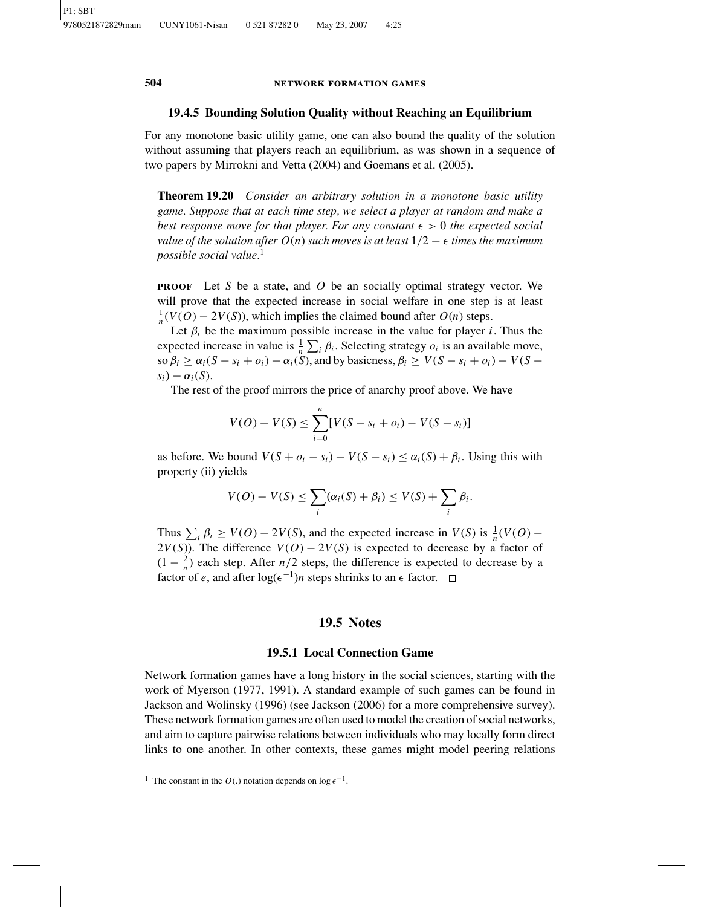### 19.4.5 Bounding Solution Quality without Reaching an Equilibrium

For any monotone basic utility game, one can also bound the quality of the solution without assuming that players reach an equilibrium, as was shown in a sequence of two papers by Mirrokni and Vetta (2004) and Goemans et al. (2005).

**Theorem 19.20** *Consider an arbitrary solution in a monotone basic utility game. Suppose that at each time step, we select a player at random and make a best response move for that player. For any constant $\epsilon > 0$ the expected social value of the solution after $O(n)$ such moves is at least $1/2 - \epsilon$ times the maximum possible social value.*[1]

**PROOF** Let $S$ be a state, and $O$ be an socially optimal strategy vector. We will prove that the expected increase in social welfare in one step is at least $\frac{1}{n}(V(O) - 2V(S))$, which implies the claimed bound after $O(n)$ steps.

Let $\beta_i$ be the maximum possible increase in the value for player $i$. Thus the expected increase in value is $\frac{1}{n}\sum_i \beta_i$. Selecting strategy $o_i$ is an available move, so $\beta_i \geq \alpha_i(S - s_i + o_i) - \alpha_i(S)$, and by basicness, $\beta_i \geq V(S - s_i + o_i) - V(S - s_i) - \alpha_i(S)$.

The rest of the proof mirrors the price of anarchy proof above. We have

$$V(O) - V(S) \leq \sum_{i=0}^{n} [V(S - s_i + o_i) - V(S - s_i)]$$

as before. We bound $V(S + o_i - s_i) - V(S - s_i) \leq \alpha_i(S) + \beta_i$. Using this with property (ii) yields

$$V(O) - V(S) \leq \sum_i (\alpha_i(S) + \beta_i) \leq V(S) + \sum_i \beta_i.$$

Thus $\sum_i \beta_i \geq V(O) - 2V(S)$, and the expected increase in $V(S)$ is $\frac{1}{n}(V(O) - 2V(S))$. The difference $V(O) - 2V(S)$ is expected to decrease by a factor of $(1 - \frac{2}{n})$ each step. After $n/2$ steps, the difference is expected to decrease by a factor of $e$, and after $\log(\epsilon^{-1})n$ steps shrinks to an $\epsilon$ factor. □

## 19.5 Notes

### 19.5.1 Local Connection Game

Network formation games have a long history in the social sciences, starting with the work of Myerson (1977, 1991). A standard example of such games can be found in Jackson and Wolinsky (1996) (see Jackson (2006) for a more comprehensive survey). These network formation games are often used to model the creation of social networks, and aim to capture pairwise relations between individuals who may locally form direct links to one another. In other contexts, these games might model peering relations

[1] The constant in the $O(.)$ notation depends on $\log \epsilon^{-1}$.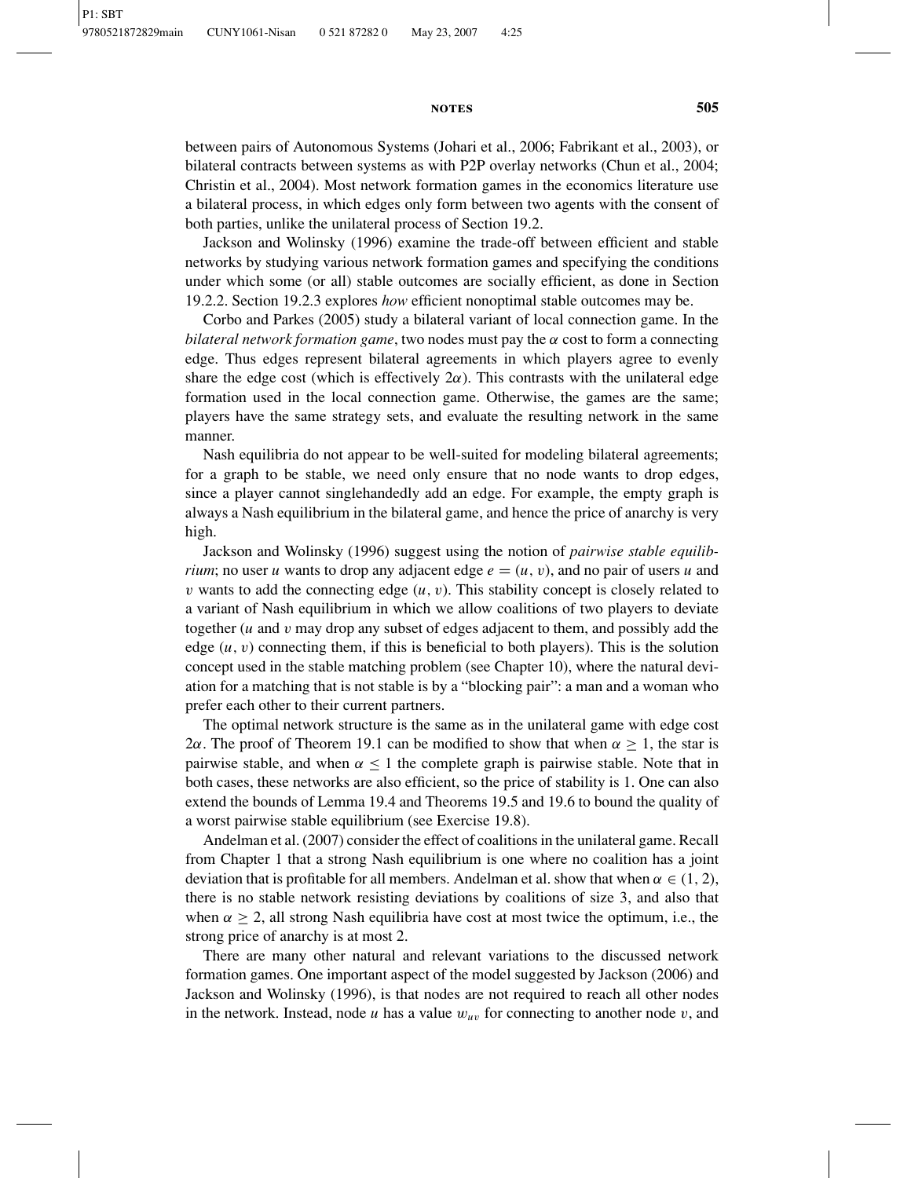between pairs of Autonomous Systems (Johari et al., 2006; Fabrikant et al., 2003), or bilateral contracts between systems as with P2P overlay networks (Chun et al., 2004; Christin et al., 2004). Most network formation games in the economics literature use a bilateral process, in which edges only form between two agents with the consent of both parties, unlike the unilateral process of Section 19.2.

Jackson and Wolinsky (1996) examine the trade-off between efficient and stable networks by studying various network formation games and specifying the conditions under which some (or all) stable outcomes are socially efficient, as done in Section 19.2.2. Section 19.2.3 explores *how* efficient nonoptimal stable outcomes may be.

Corbo and Parkes (2005) study a bilateral variant of local connection game. In the *bilateral network formation game*, two nodes must pay the $\alpha$ cost to form a connecting edge. Thus edges represent bilateral agreements in which players agree to evenly share the edge cost (which is effectively $2\alpha$). This contrasts with the unilateral edge formation used in the local connection game. Otherwise, the games are the same; players have the same strategy sets, and evaluate the resulting network in the same manner.

Nash equilibria do not appear to be well-suited for modeling bilateral agreements; for a graph to be stable, we need only ensure that no node wants to drop edges, since a player cannot singlehandedly add an edge. For example, the empty graph is always a Nash equilibrium in the bilateral game, and hence the price of anarchy is very high.

Jackson and Wolinsky (1996) suggest using the notion of *pairwise stable equilibrium*; no user $u$ wants to drop any adjacent edge $e = (u, v)$, and no pair of users $u$ and $v$ wants to add the connecting edge $(u, v)$. This stability concept is closely related to a variant of Nash equilibrium in which we allow coalitions of two players to deviate together ($u$ and $v$ may drop any subset of edges adjacent to them, and possibly add the edge $(u, v)$ connecting them, if this is beneficial to both players). This is the solution concept used in the stable matching problem (see Chapter 10), where the natural deviation for a matching that is not stable is by a "blocking pair": a man and a woman who prefer each other to their current partners.

The optimal network structure is the same as in the unilateral game with edge cost $2\alpha$. The proof of Theorem 19.1 can be modified to show that when $\alpha \geq 1$, the star is pairwise stable, and when $\alpha \leq 1$ the complete graph is pairwise stable. Note that in both cases, these networks are also efficient, so the price of stability is 1. One can also extend the bounds of Lemma 19.4 and Theorems 19.5 and 19.6 to bound the quality of a worst pairwise stable equilibrium (see Exercise 19.8).

Andelman et al. (2007) consider the effect of coalitions in the unilateral game. Recall from Chapter 1 that a strong Nash equilibrium is one where no coalition has a joint deviation that is profitable for all members. Andelman et al. show that when $\alpha \in (1, 2)$, there is no stable network resisting deviations by coalitions of size 3, and also that when $\alpha \geq 2$, all strong Nash equilibria have cost at most twice the optimum, i.e., the strong price of anarchy is at most 2.

There are many other natural and relevant variations to the discussed network formation games. One important aspect of the model suggested by Jackson (2006) and Jackson and Wolinsky (1996), is that nodes are not required to reach all other nodes in the network. Instead, node $u$ has a value $w_{uv}$ for connecting to another node $v$, and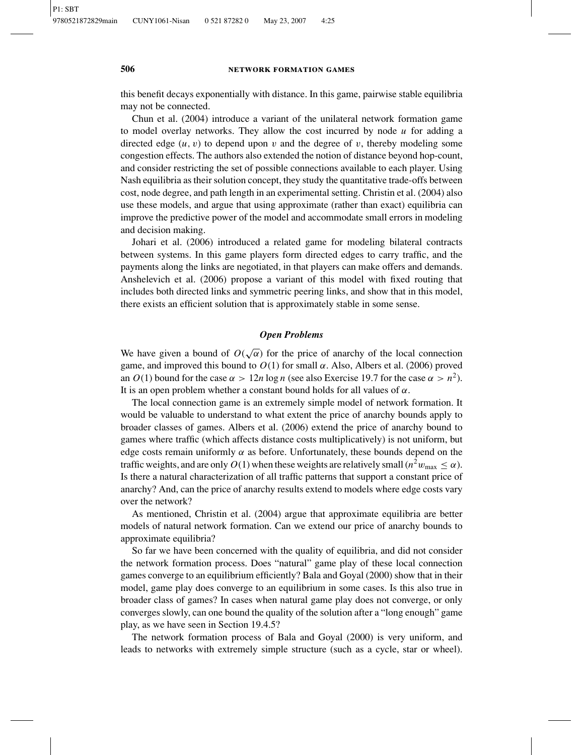this benefit decays exponentially with distance. In this game, pairwise stable equilibria may not be connected.

Chun et al. (2004) introduce a variant of the unilateral network formation game to model overlay networks. They allow the cost incurred by node $u$ for adding a directed edge $(u, v)$ to depend upon $v$ and the degree of $v$, thereby modeling some congestion effects. The authors also extended the notion of distance beyond hop-count, and consider restricting the set of possible connections available to each player. Using Nash equilibria as their solution concept, they study the quantitative trade-offs between cost, node degree, and path length in an experimental setting. Christin et al. (2004) also use these models, and argue that using approximate (rather than exact) equilibria can improve the predictive power of the model and accommodate small errors in modeling and decision making.

Johari et al. (2006) introduced a related game for modeling bilateral contracts between systems. In this game players form directed edges to carry traffic, and the payments along the links are negotiated, in that players can make offers and demands. Anshelevich et al. (2006) propose a variant of this model with fixed routing that includes both directed links and symmetric peering links, and show that in this model, there exists an efficient solution that is approximately stable in some sense.

### *Open Problems*

We have given a bound of $O(\sqrt{\alpha})$ for the price of anarchy of the local connection game, and improved this bound to $O(1)$ for small $\alpha$. Also, Albers et al. (2006) proved an $O(1)$ bound for the case $\alpha > 12n \log n$ (see also Exercise 19.7 for the case $\alpha > n^2$). It is an open problem whether a constant bound holds for all values of $\alpha$.

The local connection game is an extremely simple model of network formation. It would be valuable to understand to what extent the price of anarchy bounds apply to broader classes of games. Albers et al. (2006) extend the price of anarchy bound to games where traffic (which affects distance costs multiplicatively) is not uniform, but edge costs remain uniformly $\alpha$ as before. Unfortunately, these bounds depend on the traffic weights, and are only $O(1)$ when these weights are relatively small ($n^2 w_{\max} \leq \alpha$). Is there a natural characterization of all traffic patterns that support a constant price of anarchy? And, can the price of anarchy results extend to models where edge costs vary over the network?

As mentioned, Christin et al. (2004) argue that approximate equilibria are better models of natural network formation. Can we extend our price of anarchy bounds to approximate equilibria?

So far we have been concerned with the quality of equilibria, and did not consider the network formation process. Does "natural" game play of these local connection games converge to an equilibrium efficiently? Bala and Goyal (2000) show that in their model, game play does converge to an equilibrium in some cases. Is this also true in broader class of games? In cases when natural game play does not converge, or only converges slowly, can one bound the quality of the solution after a "long enough" game play, as we have seen in Section 19.4.5?

The network formation process of Bala and Goyal (2000) is very uniform, and leads to networks with extremely simple structure (such as a cycle, star or wheel).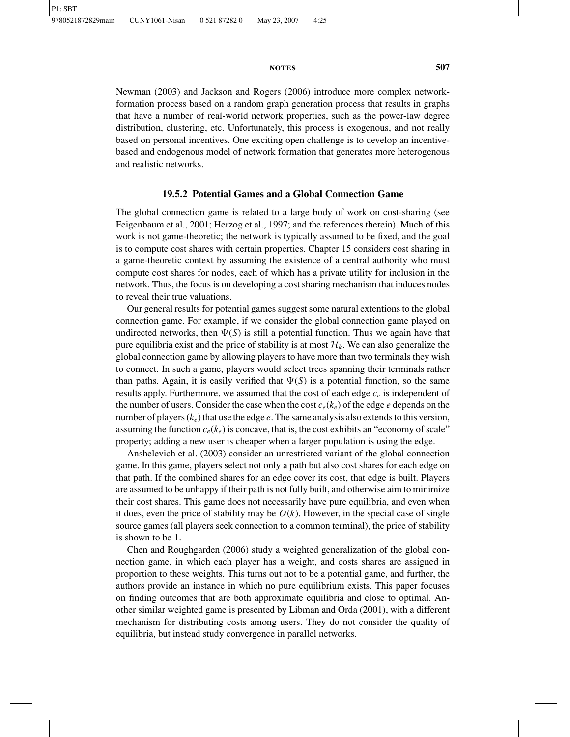Newman (2003) and Jackson and Rogers (2006) introduce more complex network-formation process based on a random graph generation process that results in graphs that have a number of real-world network properties, such as the power-law degree distribution, clustering, etc. Unfortunately, this process is exogenous, and not really based on personal incentives. One exciting open challenge is to develop an incentive-based and endogenous model of network formation that generates more heterogenous and realistic networks.

### 19.5.2 Potential Games and a Global Connection Game

The global connection game is related to a large body of work on cost-sharing (see Feigenbaum et al., 2001; Herzog et al., 1997; and the references therein). Much of this work is not game-theoretic; the network is typically assumed to be fixed, and the goal is to compute cost shares with certain properties. Chapter 15 considers cost sharing in a game-theoretic context by assuming the existence of a central authority who must compute cost shares for nodes, each of which has a private utility for inclusion in the network. Thus, the focus is on developing a cost sharing mechanism that induces nodes to reveal their true valuations.

Our general results for potential games suggest some natural extentions to the global connection game. For example, if we consider the global connection game played on undirected networks, then $\Psi(S)$ is still a potential function. Thus we again have that pure equilibria exist and the price of stability is at most $\mathcal{H}_k$. We can also generalize the global connection game by allowing players to have more than two terminals they wish to connect. In such a game, players would select trees spanning their terminals rather than paths. Again, it is easily verified that $\Psi(S)$ is a potential function, so the same results apply. Furthermore, we assumed that the cost of each edge $c_e$ is independent of the number of users. Consider the case when the cost $c_e(k_e)$ of the edge $e$ depends on the number of players $(k_e)$ that use the edge $e$. The same analysis also extends to this version, assuming the function $c_e(k_e)$ is concave, that is, the cost exhibits an "economy of scale" property; adding a new user is cheaper when a larger population is using the edge.

Anshelevich et al. (2003) consider an unrestricted variant of the global connection game. In this game, players select not only a path but also cost shares for each edge on that path. If the combined shares for an edge cover its cost, that edge is built. Players are assumed to be unhappy if their path is not fully built, and otherwise aim to minimize their cost shares. This game does not necessarily have pure equilibria, and even when it does, even the price of stability may be $O(k)$. However, in the special case of single source games (all players seek connection to a common terminal), the price of stability is shown to be 1.

Chen and Roughgarden (2006) study a weighted generalization of the global connection game, in which each player has a weight, and costs shares are assigned in proportion to these weights. This turns out not to be a potential game, and further, the authors provide an instance in which no pure equilibrium exists. This paper focuses on finding outcomes that are both approximate equilibria and close to optimal. Another similar weighted game is presented by Libman and Orda (2001), with a different mechanism for distributing costs among users. They do not consider the quality of equilibria, but instead study convergence in parallel networks.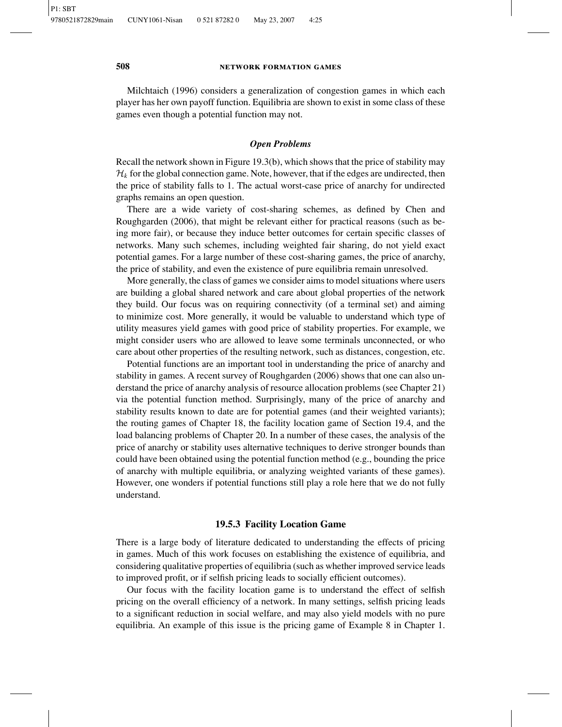Milchtaich (1996) considers a generalization of congestion games in which each player has her own payoff function. Equilibria are shown to exist in some class of these games even though a potential function may not.

### *Open Problems*

Recall the network shown in Figure 19.3(b), which shows that the price of stability may $\mathcal{H}_k$ for the global connection game. Note, however, that if the edges are undirected, then the price of stability falls to 1. The actual worst-case price of anarchy for undirected graphs remains an open question.

There are a wide variety of cost-sharing schemes, as defined by Chen and Roughgarden (2006), that might be relevant either for practical reasons (such as being more fair), or because they induce better outcomes for certain specific classes of networks. Many such schemes, including weighted fair sharing, do not yield exact potential games. For a large number of these cost-sharing games, the price of anarchy, the price of stability, and even the existence of pure equilibria remain unresolved.

More generally, the class of games we consider aims to model situations where users are building a global shared network and care about global properties of the network they build. Our focus was on requiring connectivity (of a terminal set) and aiming to minimize cost. More generally, it would be valuable to understand which type of utility measures yield games with good price of stability properties. For example, we might consider users who are allowed to leave some terminals unconnected, or who care about other properties of the resulting network, such as distances, congestion, etc.

Potential functions are an important tool in understanding the price of anarchy and stability in games. A recent survey of Roughgarden (2006) shows that one can also understand the price of anarchy analysis of resource allocation problems (see Chapter 21) via the potential function method. Surprisingly, many of the price of anarchy and stability results known to date are for potential games (and their weighted variants); the routing games of Chapter 18, the facility location game of Section 19.4, and the load balancing problems of Chapter 20. In a number of these cases, the analysis of the price of anarchy or stability uses alternative techniques to derive stronger bounds than could have been obtained using the potential function method (e.g., bounding the price of anarchy with multiple equilibria, or analyzing weighted variants of these games). However, one wonders if potential functions still play a role here that we do not fully understand.

### 19.5.3 Facility Location Game

There is a large body of literature dedicated to understanding the effects of pricing in games. Much of this work focuses on establishing the existence of equilibria, and considering qualitative properties of equilibria (such as whether improved service leads to improved profit, or if selfish pricing leads to socially efficient outcomes).

Our focus with the facility location game is to understand the effect of selfish pricing on the overall efficiency of a network. In many settings, selfish pricing leads to a significant reduction in social welfare, and may also yield models with no pure equilibria. An example of this issue is the pricing game of Example 8 in Chapter 1.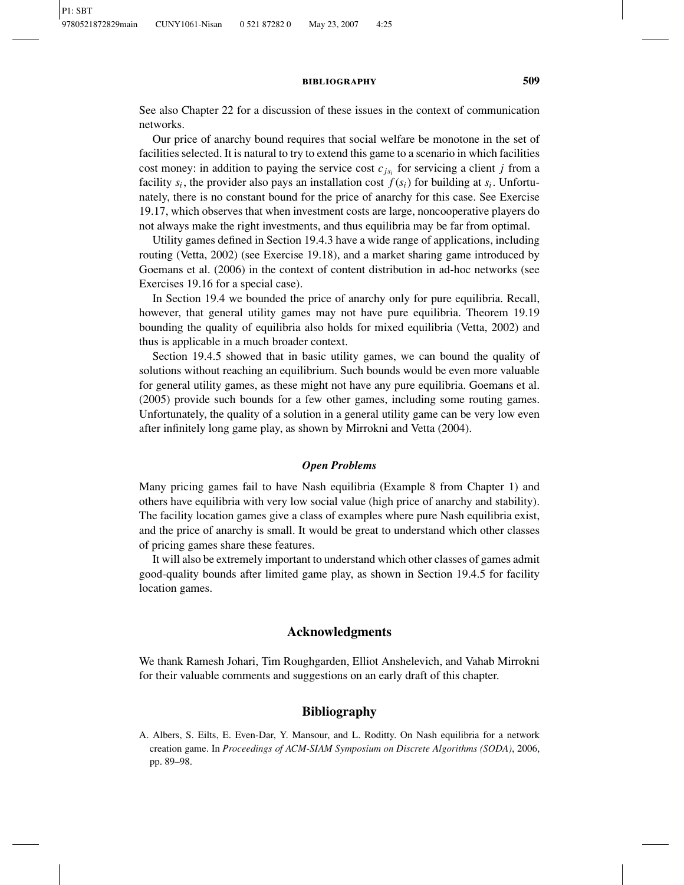See also Chapter 22 for a discussion of these issues in the context of communication networks.

Our price of anarchy bound requires that social welfare be monotone in the set of facilities selected. It is natural to try to extend this game to a scenario in which facilities cost money: in addition to paying the service cost $c_{js_i}$ for servicing a client $j$ from a facility $s_i$, the provider also pays an installation cost $f(s_i)$ for building at $s_i$. Unfortunately, there is no constant bound for the price of anarchy for this case. See Exercise 19.17, which observes that when investment costs are large, noncooperative players do not always make the right investments, and thus equilibria may be far from optimal.

Utility games defined in Section 19.4.3 have a wide range of applications, including routing (Vetta, 2002) (see Exercise 19.18), and a market sharing game introduced by Goemans et al. (2006) in the context of content distribution in ad-hoc networks (see Exercises 19.16 for a special case).

In Section 19.4 we bounded the price of anarchy only for pure equilibria. Recall, however, that general utility games may not have pure equilibria. Theorem 19.19 bounding the quality of equilibria also holds for mixed equilibria (Vetta, 2002) and thus is applicable in a much broader context.

Section 19.4.5 showed that in basic utility games, we can bound the quality of solutions without reaching an equilibrium. Such bounds would be even more valuable for general utility games, as these might not have any pure equilibria. Goemans et al. (2005) provide such bounds for a few other games, including some routing games. Unfortunately, the quality of a solution in a general utility game can be very low even after infinitely long game play, as shown by Mirrokni and Vetta (2004).

### *Open Problems*

Many pricing games fail to have Nash equilibria (Example 8 from Chapter 1) and others have equilibria with very low social value (high price of anarchy and stability). The facility location games give a class of examples where pure Nash equilibria exist, and the price of anarchy is small. It would be great to understand which other classes of pricing games share these features.

It will also be extremely important to understand which other classes of games admit good-quality bounds after limited game play, as shown in Section 19.4.5 for facility location games.

## Acknowledgments

We thank Ramesh Johari, Tim Roughgarden, Elliot Anshelevich, and Vahab Mirrokni for their valuable comments and suggestions on an early draft of this chapter.

## Bibliography

A. Albers, S. Eilts, E. Even-Dar, Y. Mansour, and L. Roditty. On Nash equilibria for a network creation game. In *Proceedings of ACM-SIAM Symposium on Discrete Algorithms (SODA)*, 2006, pp. 89–98.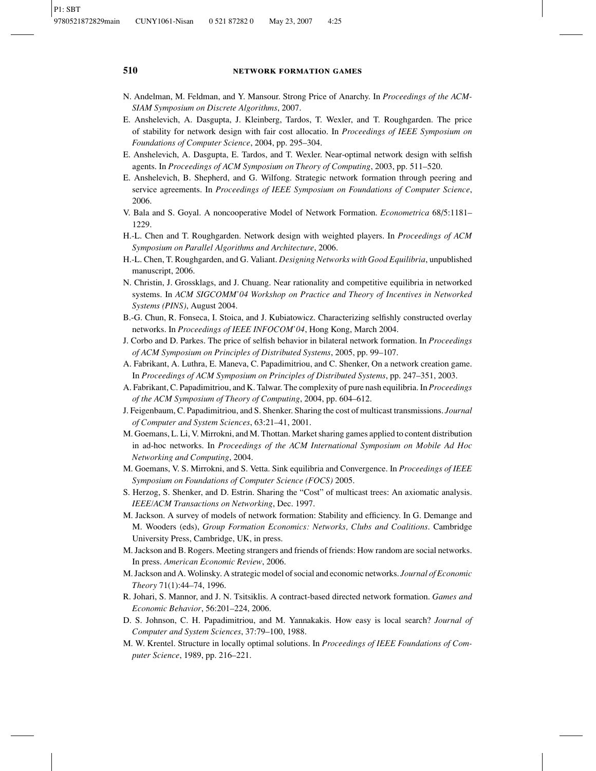N. Andelman, M. Feldman, and Y. Mansour. Strong Price of Anarchy. In *Proceedings of the ACM-SIAM Symposium on Discrete Algorithms*, 2007.

E. Anshelevich, A. Dasgupta, J. Kleinberg, Tardos, T. Wexler, and T. Roughgarden. The price of stability for network design with fair cost allocatio. In *Proceedings of IEEE Symposium on Foundations of Computer Science*, 2004, pp. 295–304.

E. Anshelevich, A. Dasgupta, E. Tardos, and T. Wexler. Near-optimal network design with selfish agents. In *Proceedings of ACM Symposium on Theory of Computing*, 2003, pp. 511–520.

E. Anshelevich, B. Shepherd, and G. Wilfong. Strategic network formation through peering and service agreements. In *Proceedings of IEEE Symposium on Foundations of Computer Science*, 2006.

V. Bala and S. Goyal. A noncooperative Model of Network Formation. *Econometrica* 68/5:1181–1229.

H.-L. Chen and T. Roughgarden. Network design with weighted players. In *Proceedings of ACM Symposium on Parallel Algorithms and Architecture*, 2006.

H.-L. Chen, T. Roughgarden, and G. Valiant. *Designing Networks with Good Equilibria*, unpublished manuscript, 2006.

N. Christin, J. Grossklags, and J. Chuang. Near rationality and competitive equilibria in networked systems. In *ACM SIGCOMM'04 Workshop on Practice and Theory of Incentives in Networked Systems (PINS)*, August 2004.

B.-G. Chun, R. Fonseca, I. Stoica, and J. Kubiatowicz. Characterizing selfishly constructed overlay networks. In *Proceedings of IEEE INFOCOM'04*, Hong Kong, March 2004.

J. Corbo and D. Parkes. The price of selfish behavior in bilateral network formation. In *Proceedings of ACM Symposium on Principles of Distributed Systems*, 2005, pp. 99–107.

A. Fabrikant, A. Luthra, E. Maneva, C. Papadimitriou, and C. Shenker, On a network creation game. In *Proceedings of ACM Symposium on Principles of Distributed Systems*, pp. 247–351, 2003.

A. Fabrikant, C. Papadimitriou, and K. Talwar. The complexity of pure nash equilibria. In *Proceedings of the ACM Symposium of Theory of Computing*, 2004, pp. 604–612.

J. Feigenbaum, C. Papadimitriou, and S. Shenker. Sharing the cost of multicast transmissions. *Journal of Computer and System Sciences*, 63:21–41, 2001.

M. Goemans, L. Li, V. Mirrokni, and M. Thottan. Market sharing games applied to content distribution in ad-hoc networks. In *Proceedings of the ACM International Symposium on Mobile Ad Hoc Networking and Computing*, 2004.

M. Goemans, V. S. Mirrokni, and S. Vetta. Sink equilibria and Convergence. In *Proceedings of IEEE Symposium on Foundations of Computer Science (FOCS)* 2005.

S. Herzog, S. Shenker, and D. Estrin. Sharing the "Cost" of multicast trees: An axiomatic analysis. *IEEE/ACM Transactions on Networking*, Dec. 1997.

M. Jackson. A survey of models of network formation: Stability and efficiency. In G. Demange and M. Wooders (eds), *Group Formation Economics: Networks, Clubs and Coalitions*. Cambridge University Press, Cambridge, UK, in press.

M. Jackson and B. Rogers. Meeting strangers and friends of friends: How random are social networks. In press. *American Economic Review*, 2006.

M. Jackson and A. Wolinsky. A strategic model of social and economic networks. *Journal of Economic Theory* 71(1):44–74, 1996.

R. Johari, S. Mannor, and J. N. Tsitsiklis. A contract-based directed network formation. *Games and Economic Behavior*, 56:201–224, 2006.

D. S. Johnson, C. H. Papadimitriou, and M. Yannakakis. How easy is local search? *Journal of Computer and System Sciences*, 37:79–100, 1988.

M. W. Krentel. Structure in locally optimal solutions. In *Proceedings of IEEE Foundations of Computer Science*, 1989, pp. 216–221.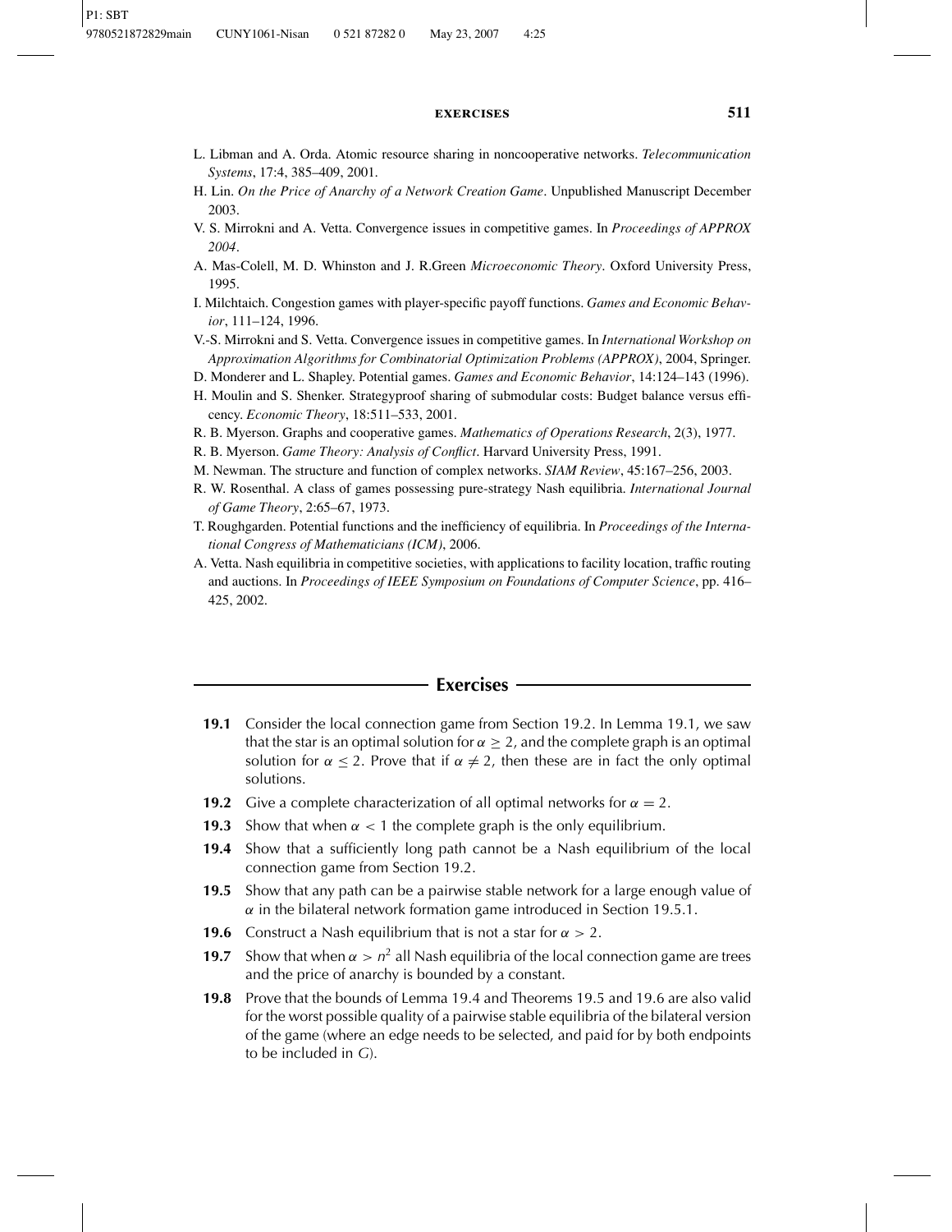L. Libman and A. Orda. Atomic resource sharing in noncooperative networks. *Telecommunication Systems*, 17:4, 385–409, 2001.

H. Lin. *On the Price of Anarchy of a Network Creation Game*. Unpublished Manuscript December 2003.

V. S. Mirrokni and A. Vetta. Convergence issues in competitive games. In *Proceedings of APPROX 2004*.

A. Mas-Colell, M. D. Whinston and J. R.Green *Microeconomic Theory*. Oxford University Press, 1995.

I. Milchtaich. Congestion games with player-specific payoff functions. *Games and Economic Behavior*, 111–124, 1996.

V.-S. Mirrokni and S. Vetta. Convergence issues in competitive games. In *International Workshop on Approximation Algorithms for Combinatorial Optimization Problems (APPROX)*, 2004, Springer.

D. Monderer and L. Shapley. Potential games. *Games and Economic Behavior*, 14:124–143 (1996).

H. Moulin and S. Shenker. Strategyproof sharing of submodular costs: Budget balance versus efficency. *Economic Theory*, 18:511–533, 2001.

R. B. Myerson. Graphs and cooperative games. *Mathematics of Operations Research*, 2(3), 1977.

R. B. Myerson. *Game Theory: Analysis of Conflict*. Harvard University Press, 1991.

M. Newman. The structure and function of complex networks. *SIAM Review*, 45:167–256, 2003.

R. W. Rosenthal. A class of games possessing pure-strategy Nash equilibria. *International Journal of Game Theory*, 2:65–67, 1973.

T. Roughgarden. Potential functions and the inefficiency of equilibria. In *Proceedings of the International Congress of Mathematicians (ICM)*, 2006.

A. Vetta. Nash equilibria in competitive societies, with applications to facility location, traffic routing and auctions. In *Proceedings of IEEE Symposium on Foundations of Computer Science*, pp. 416–425, 2002.

## Exercises

**19.1** Consider the local connection game from Section 19.2. In Lemma 19.1, we saw that the star is an optimal solution for $\alpha \geq 2$, and the complete graph is an optimal solution for $\alpha \leq 2$. Prove that if $\alpha \neq 2$, then these are in fact the only optimal solutions.

**19.2** Give a complete characterization of all optimal networks for $\alpha = 2$.

**19.3** Show that when $\alpha < 1$ the complete graph is the only equilibrium.

**19.4** Show that a sufficiently long path cannot be a Nash equilibrium of the local connection game from Section 19.2.

**19.5** Show that any path can be a pairwise stable network for a large enough value of $\alpha$ in the bilateral network formation game introduced in Section 19.5.1.

**19.6** Construct a Nash equilibrium that is not a star for $\alpha > 2$.

**19.7** Show that when $\alpha > n^2$ all Nash equilibria of the local connection game are trees and the price of anarchy is bounded by a constant.

**19.8** Prove that the bounds of Lemma 19.4 and Theorems 19.5 and 19.6 are also valid for the worst possible quality of a pairwise stable equilibria of the bilateral version of the game (where an edge needs to be selected, and paid for by both endpoints to be included in $G$).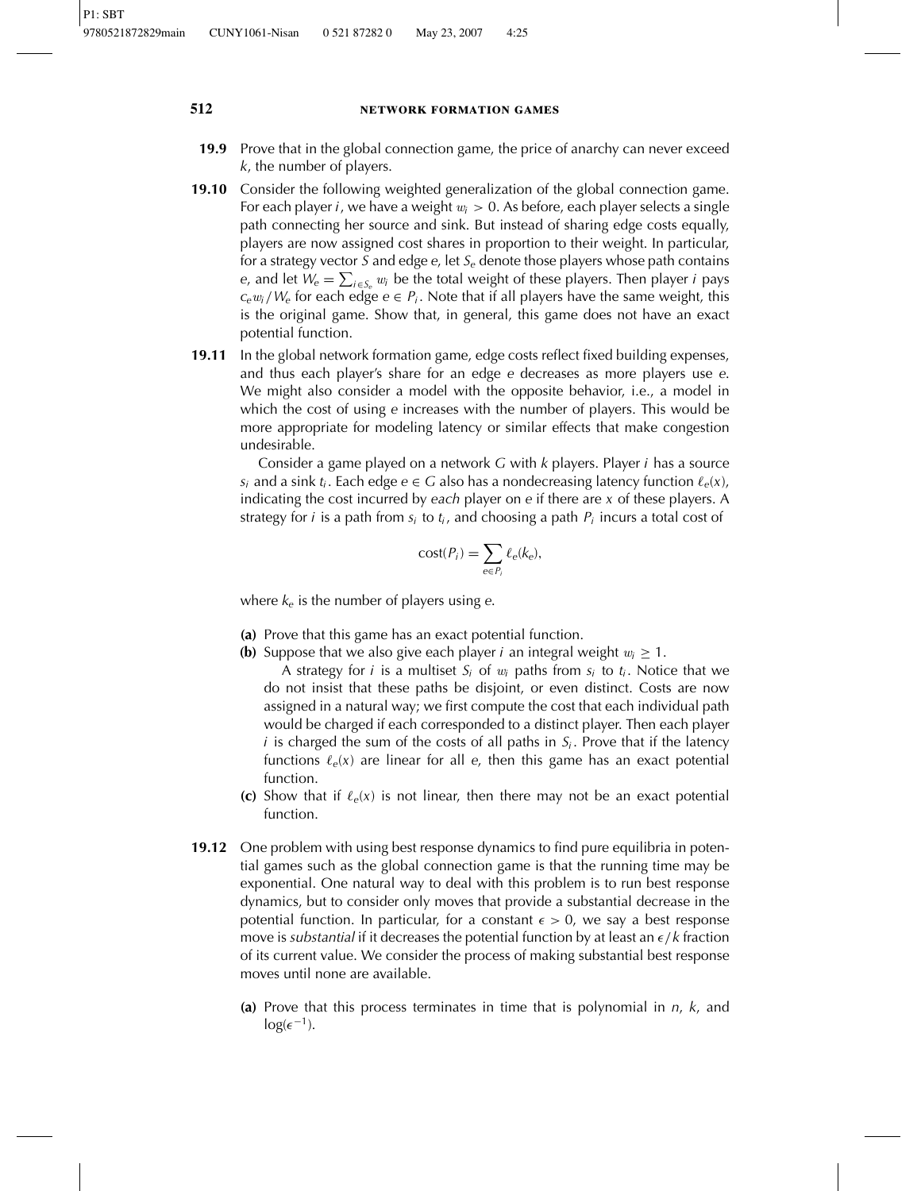**19.9** Prove that in the global connection game, the price of anarchy can never exceed $k$, the number of players.

**19.10** Consider the following weighted generalization of the global connection game. For each player $i$, we have a weight $w_i > 0$. As before, each player selects a single path connecting her source and sink. But instead of sharing edge costs equally, players are now assigned cost shares in proportion to their weight. In particular, for a strategy vector $S$ and edge $e$, let $S_e$ denote those players whose path contains $e$, and let $W_e = \sum_{i \in S_e} w_i$ be the total weight of these players. Then player $i$ pays $c_e w_i / W_e$ for each edge $e \in P_i$. Note that if all players have the same weight, this is the original game. Show that, in general, this game does not have an exact potential function.

**19.11** In the global network formation game, edge costs reflect fixed building expenses, and thus each player's share for an edge $e$ decreases as more players use $e$. We might also consider a model with the opposite behavior, i.e., a model in which the cost of using $e$ increases with the number of players. This would be more appropriate for modeling latency or similar effects that make congestion undesirable.

Consider a game played on a network $G$ with $k$ players. Player $i$ has a source $s_i$ and a sink $t_i$. Each edge $e \in G$ also has a nondecreasing latency function $\ell_e(x)$, indicating the cost incurred by *each* player on $e$ if there are $x$ of these players. A strategy for $i$ is a path from $s_i$ to $t_i$, and choosing a path $P_i$ incurs a total cost of

$$\text{cost}(P_i) = \sum_{e \in P_i} \ell_e(k_e),$$

where $k_e$ is the number of players using $e$.

**(a)** Prove that this game has an exact potential function.

**(b)** Suppose that we also give each player $i$ an integral weight $w_i \geq 1$.

A strategy for $i$ is a multiset $S_i$ of $w_i$ paths from $s_i$ to $t_i$. Notice that we do not insist that these paths be disjoint, or even distinct. Costs are now assigned in a natural way; we first compute the cost that each individual path would be charged if each corresponded to a distinct player. Then each player $i$ is charged the sum of the costs of all paths in $S_i$. Prove that if the latency functions $\ell_e(x)$ are linear for all $e$, then this game has an exact potential function.

**(c)** Show that if $\ell_e(x)$ is not linear, then there may not be an exact potential function.

**19.12** One problem with using best response dynamics to find pure equilibria in potential games such as the global connection game is that the running time may be exponential. One natural way to deal with this problem is to run best response dynamics, but to consider only moves that provide a substantial decrease in the potential function. In particular, for a constant $\epsilon > 0$, we say a best response move is *substantial* if it decreases the potential function by at least an $\epsilon/k$ fraction of its current value. We consider the process of making substantial best response moves until none are available.

**(a)** Prove that this process terminates in time that is polynomial in $n$, $k$, and $\log(\epsilon^{-1})$.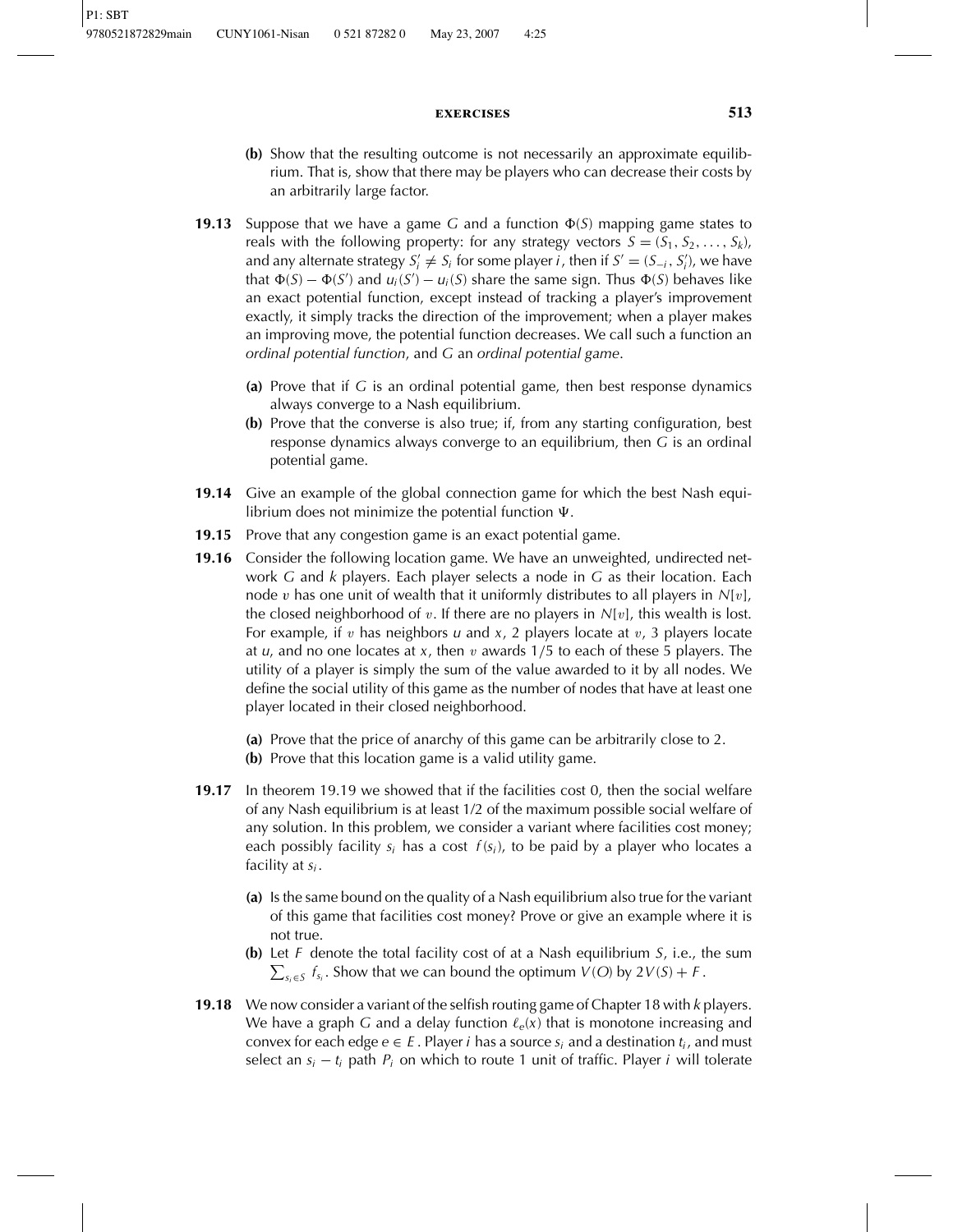**(b)** Show that the resulting outcome is not necessarily an approximate equilibrium. That is, show that there may be players who can decrease their costs by an arbitrarily large factor.

**19.13** Suppose that we have a game $G$ and a function $\Phi(S)$ mapping game states to reals with the following property: for any strategy vectors $S = (S_1, S_2, \ldots, S_k)$, and any alternate strategy $S_i' \neq S_i$ for some player $i$, then if $S' = (S_{-i}, S_i')$, we have that $\Phi(S) - \Phi(S')$ and $u_i(S') - u_i(S)$ share the same sign. Thus $\Phi(S)$ behaves like an exact potential function, except instead of tracking a player's improvement exactly, it simply tracks the direction of the improvement; when a player makes an improving move, the potential function decreases. We call such a function an *ordinal potential function*, and $G$ an *ordinal potential game*.

**(a)** Prove that if $G$ is an ordinal potential game, then best response dynamics always converge to a Nash equilibrium.

**(b)** Prove that the converse is also true; if, from any starting configuration, best response dynamics always converge to an equilibrium, then $G$ is an ordinal potential game.

**19.14** Give an example of the global connection game for which the best Nash equilibrium does not minimize the potential function $\Psi$.

**19.15** Prove that any congestion game is an exact potential game.

**19.16** Consider the following location game. We have an unweighted, undirected network $G$ and $k$ players. Each player selects a node in $G$ as their location. Each node $v$ has one unit of wealth that it uniformly distributes to all players in $N[v]$, the closed neighborhood of $v$. If there are no players in $N[v]$, this wealth is lost. For example, if $v$ has neighbors $u$ and $x$, 2 players locate at $v$, 3 players locate at $u$, and no one locates at $x$, then $v$ awards 1/5 to each of these 5 players. The utility of a player is simply the sum of the value awarded to it by all nodes. We define the social utility of this game as the number of nodes that have at least one player located in their closed neighborhood.

**(a)** Prove that the price of anarchy of this game can be arbitrarily close to 2.

**(b)** Prove that this location game is a valid utility game.

**19.17** In theorem 19.19 we showed that if the facilities cost 0, then the social welfare of any Nash equilibrium is at least 1/2 of the maximum possible social welfare of any solution. In this problem, we consider a variant where facilities cost money; each possibly facility $s_i$ has a cost $f(s_i)$, to be paid by a player who locates a facility at $s_i$.

**(a)** Is the same bound on the quality of a Nash equilibrium also true for the variant of this game that facilities cost money? Prove or give an example where it is not true.

**(b)** Let $F$ denote the total facility cost of at a Nash equilibrium $S$, i.e., the sum $\sum_{s_i \in S} f_{s_i}$. Show that we can bound the optimum $V(O)$ by $2V(S) + F$.

**19.18** We now consider a variant of the selfish routing game of Chapter 18 with $k$ players. We have a graph $G$ and a delay function $\ell_e(x)$ that is monotone increasing and convex for each edge $e \in E$. Player $i$ has a source $s_i$ and a destination $t_i$, and must select an $s_i - t_i$ path $P_i$ on which to route 1 unit of traffic. Player $i$ will tolerate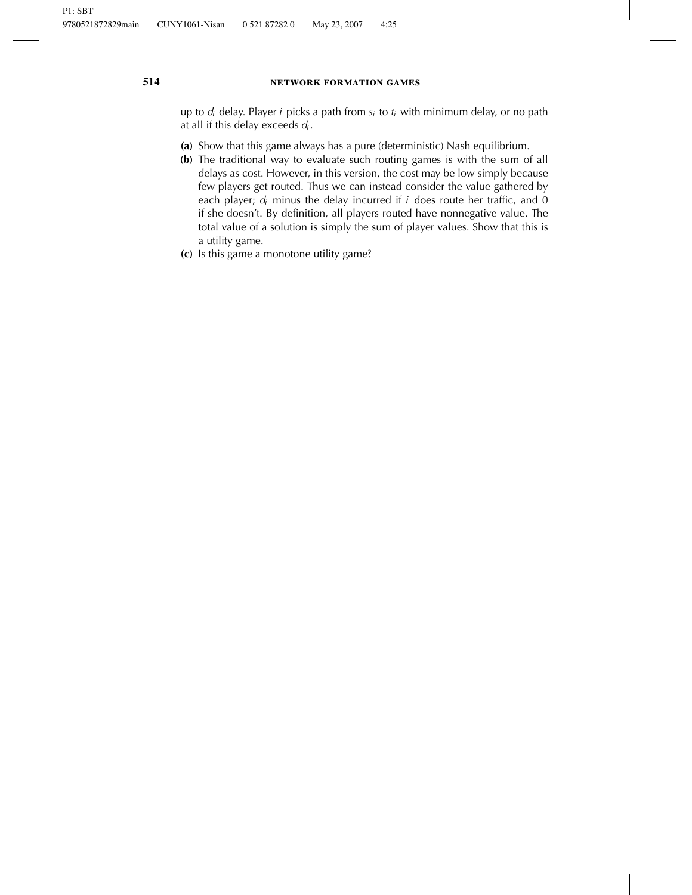up to $d_i$ delay. Player $i$ picks a path from $s_i$ to $t_i$ with minimum delay, or no path at all if this delay exceeds $d_i$.

**(a)** Show that this game always has a pure (deterministic) Nash equilibrium.

**(b)** The traditional way to evaluate such routing games is with the sum of all delays as cost. However, in this version, the cost may be low simply because few players get routed. Thus we can instead consider the value gathered by each player; $d_i$ minus the delay incurred if $i$ does route her traffic, and 0 if she doesn't. By definition, all players routed have nonnegative value. The total value of a solution is simply the sum of player values. Show that this is a utility game.

**(c)** Is this game a monotone utility game?